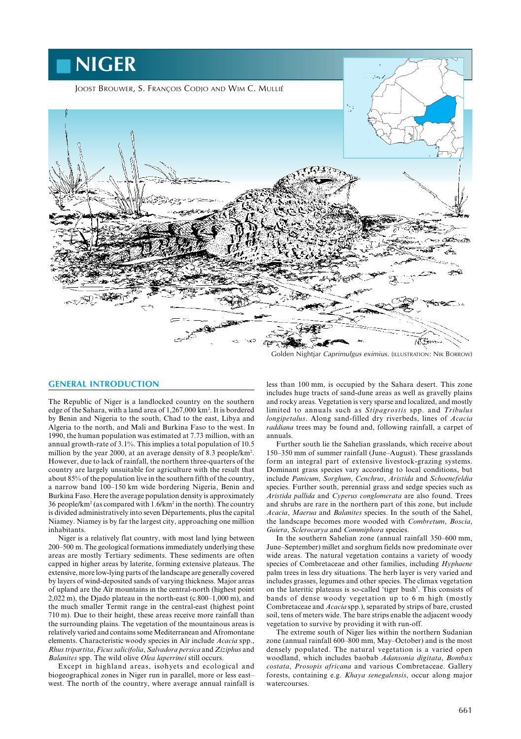# NIGER

Joost Brouwer, S. François Codjo and Wim C. Mullié

Golden Nightjar *Caprimulgus eximius*. (Illustration: Nik Borrow)

## GENERAL INTRODUCTION

The Republic of Niger is a landlocked country on the southern edge of the Sahara, with a land area of 1,267,000 km². It is bordered by Benin and Nigeria to the south, Chad to the east, Libya and Algeria to the north, and Mali and Burkina Faso to the west. In 1990, the human population was estimated at 7.73 million, with an annual growth-rate of 3.1%. This implies a total population of 10.5 million by the year 2000, at an average density of 8.3 people/km². However, due to lack of rainfall, the northern three-quarters of the country are largely unsuitable for agriculture with the result that about 85% of the population live in the southern fifth of the country, a narrow band 100–150 km wide bordering Nigeria, Benin and Burkina Faso. Here the average population density is approximately 36 people/km² (as compared with 1.6/km² in the north). The country is divided administratively into seven Départements, plus the capital Niamey. Niamey is by far the largest city, approaching one million inhabitants.

Niger is a relatively flat country, with most land lying between 200–500 m. The geological formations immediately underlying these areas are mostly Tertiary sediments. These sediments are often capped in higher areas by laterite, forming extensive plateaus. The extensive, more low-lying parts of the landscape are generally covered by layers of wind-deposited sands of varying thickness. Major areas of upland are the Aïr mountains in the central-north (highest point 2,022 m), the Djado plateau in the north-east (c.800–1,000 m), and the much smaller Termit range in the central-east (highest point 710 m). Due to their height, these areas receive more rainfall than the surrounding plains. The vegetation of the mountainous areas is relatively varied and contains some Mediterranean and Afromontane elements. Characteristic woody species in Aïr include *Acacia* spp., *Rhus tripartita*, *Ficus salicifolia*, *Salvadora persica* and *Ziziphus* and *Balanites* spp. The wild olive *Olea laperrinei* still occurs.

Except in highland areas, isohyets and ecological and biogeographical zones in Niger run in parallel, more or less east–west. The north of the country, where average annual rainfall is less than 100 mm, is occupied by the Sahara desert. This zone includes huge tracts of sand-dune areas as well as gravelly plains and rocky areas. Vegetation is very sparse and localized, and mostly limited to annuals such as *Stipagrostis* spp. and *Tribulus longipetalus*. Along sand-filled dry riverbeds, lines of *Acacia raddiana* trees may be found and, following rainfall, a carpet of annuals.

Further south lie the Sahelian grasslands, which receive about 150–350 mm of summer rainfall (June–August). These grasslands form an integral part of extensive livestock-grazing systems. Dominant grass species vary according to local conditions, but include *Panicum*, *Sorghum*, *Cenchrus*, *Aristida* and *Schoenefeldia* species. Further south, perennial grass and sedge species such as *Aristida pallida* and *Cyperus conglomerata* are also found. Trees and shrubs are rare in the northern part of this zone, but include *Acacia*, *Maerua* and *Balanites* species. In the south of the Sahel, the landscape becomes more wooded with *Combretum*, *Boscia*, *Guiera*, *Sclerocarya* and *Commiphora* species.

In the southern Sahelian zone (annual rainfall 350–600 mm, June–September) millet and sorghum fields now predominate over wide areas. The natural vegetation contains a variety of woody species of Combretaceae and other families, including *Hyphaene* palm trees in less dry situations. The herb layer is very varied and includes grasses, legumes and other species. The climax vegetation on the lateritic plateaus is so-called 'tiger bush'. This consists of bands of dense woody vegetation up to 6 m high (mostly Combretaceae and *Acacia* spp.), separated by strips of bare, crusted soil, tens of meters wide. The bare strips enable the adjacent woody vegetation to survive by providing it with run-off.

The extreme south of Niger lies within the northern Sudanian zone (annual rainfall 600–800 mm, May–October) and is the most densely populated. The natural vegetation is a varied open woodland, which includes baobab *Adansonia digitata*, *Bombax costata*, *Prosopis africana* and various Combretaceae. Gallery forests, containing e.g. *Khaya senegalensis*, occur along major watercourses.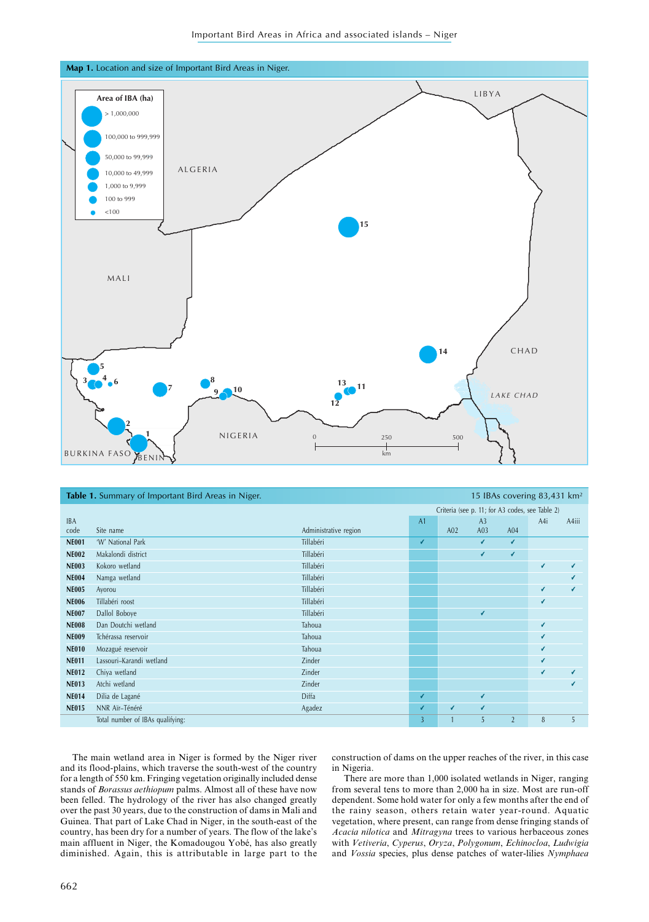**Map 1.** Location and size of Important Bird Areas in Niger.

**Table 1.** Summary of Important Bird Areas in Niger. — 15 IBAs covering 83,431 km²

| IBA code | Site name | Administrative region | A1 | A02 | A3 A03 | A04 | A4i | A4iii |
|---|---|---|---|---|---|---|---|---|
| | | | Criteria (see p. 11; for A3 codes, see Table 2) | | | | | |
| **NE001** | 'W' National Park | Tillabéri | ✓ | | ✓ | ✓ | | |
| **NE002** | Makalondi district | Tillabéri | | | ✓ | ✓ | | |
| **NE003** | Kokoro wetland | Tillabéri | | | | | ✓ | ✓ |
| **NE004** | Namga wetland | Tillabéri | | | | | | ✓ |
| **NE005** | Ayorou | Tillabéri | | | | | ✓ | ✓ |
| **NE006** | Tillabéri roost | Tillabéri | | | | | ✓ | |
| **NE007** | Dallol Boboye | Tillabéri | | | ✓ | | | |
| **NE008** | Dan Doutchi wetland | Tahoua | | | | | ✓ | |
| **NE009** | Tchérassa reservoir | Tahoua | | | | | ✓ | |
| **NE010** | Mozagué reservoir | Tahoua | | | | | ✓ | |
| **NE011** | Lassouri–Karandi wetland | Zinder | | | | | ✓ | |
| **NE012** | Chiya wetland | Zinder | | | | | ✓ | ✓ |
| **NE013** | Atchi wetland | Zinder | | | | | | ✓ |
| **NE014** | Dilia de Lagané | Diffa | ✓ | | ✓ | | | |
| **NE015** | NNR Aïr–Ténéré | Agadez | ✓ | ✓ | ✓ | | | |
| | Total number of IBAs qualifying: | | 3 | 1 | 5 | 2 | 8 | 5 |

The main wetland area in Niger is formed by the Niger river and its flood-plains, which traverse the south-west of the country for a length of 550 km. Fringing vegetation originally included dense stands of *Borassus aethiopum* palms. Almost all of these have now been felled. The hydrology of the river has also changed greatly over the past 30 years, due to the construction of dams in Mali and Guinea. That part of Lake Chad in Niger, in the south-east of the country, has been dry for a number of years. The flow of the lake's main affluent in Niger, the Komadougou Yobé, has also greatly diminished. Again, this is attributable in large part to the construction of dams on the upper reaches of the river, in this case in Nigeria.

There are more than 1,000 isolated wetlands in Niger, ranging from several tens to more than 2,000 ha in size. Most are run-off dependent. Some hold water for only a few months after the end of the rainy season, others retain water year-round. Aquatic vegetation, where present, can range from dense fringing stands of *Acacia nilotica* and *Mitragyna* trees to various herbaceous zones with *Vetiveria*, *Cyperus*, *Oryza*, *Polygonum*, *Echinocloa*, *Ludwigia* and *Vossia* species, plus dense patches of water-lilies *Nymphaea*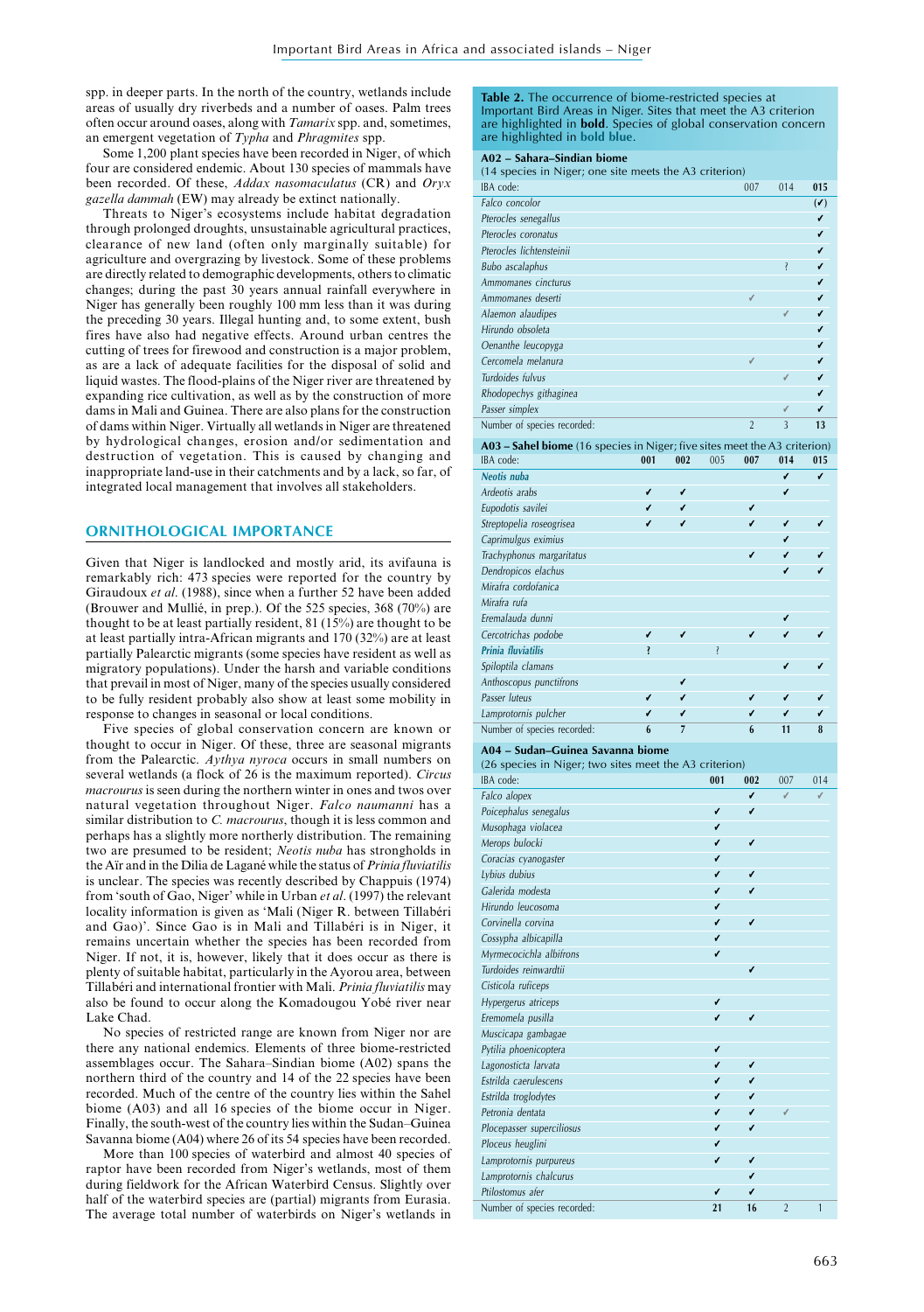spp. in deeper parts. In the north of the country, wetlands include areas of usually dry riverbeds and a number of oases. Palm trees often occur around oases, along with *Tamarix* spp. and, sometimes, an emergent vegetation of *Typha* and *Phragmites* spp.

Some 1,200 plant species have been recorded in Niger, of which four are considered endemic. About 130 species of mammals have been recorded. Of these, *Addax nasomaculatus* (CR) and *Oryx gazella dammah* (EW) may already be extinct nationally.

Threats to Niger's ecosystems include habitat degradation through prolonged droughts, unsustainable agricultural practices, clearance of new land (often only marginally suitable) for agriculture and overgrazing by livestock. Some of these problems are directly related to demographic developments, others to climatic changes; during the past 30 years annual rainfall everywhere in Niger has generally been roughly 100 mm less than it was during the preceding 30 years. Illegal hunting and, to some extent, bush fires have also had negative effects. Around urban centres the cutting of trees for firewood and construction is a major problem, as are a lack of adequate facilities for the disposal of solid and liquid wastes. The flood-plains of the Niger river are threatened by expanding rice cultivation, as well as by the construction of more dams in Mali and Guinea. There are also plans for the construction of dams within Niger. Virtually all wetlands in Niger are threatened by hydrological changes, erosion and/or sedimentation and destruction of vegetation. This is caused by changing and inappropriate land-use in their catchments and by a lack, so far, of integrated local management that involves all stakeholders.

## ORNITHOLOGICAL IMPORTANCE

Given that Niger is landlocked and mostly arid, its avifauna is remarkably rich: 473 species were reported for the country by Giraudoux *et al.* (1988), since when a further 52 have been added (Brouwer and Mullié, in prep.). Of the 525 species, 368 (70%) are thought to be at least partially resident, 81 (15%) are thought to be at least partially intra-African migrants and 170 (32%) are at least partially Palearctic migrants (some species have resident as well as migratory populations). Under the harsh and variable conditions that prevail in most of Niger, many of the species usually considered to be fully resident probably also show at least some mobility in response to changes in seasonal or local conditions.

Five species of global conservation concern are known or thought to occur in Niger. Of these, three are seasonal migrants from the Palearctic. *Aythya nyroca* occurs in small numbers on several wetlands (a flock of 26 is the maximum reported). *Circus macrourus* is seen during the northern winter in ones and twos over natural vegetation throughout Niger. *Falco naumanni* has a similar distribution to *C. macrourus*, though it is less common and perhaps has a slightly more northerly distribution. The remaining two are presumed to be resident; *Neotis nuba* has strongholds in the Aïr and in the Dilia de Lagané while the status of *Prinia fluviatilis* is unclear. The species was recently described by Chappuis (1974) from 'south of Gao, Niger' while in Urban *et al.* (1997) the relevant locality information is given as 'Mali (Niger R. between Tillabéri and Gao)'. Since Gao is in Mali and Tillabéri is in Niger, it remains uncertain whether the species has been recorded from Niger. If not, it is, however, likely that it does occur as there is plenty of suitable habitat, particularly in the Ayorou area, between Tillabéri and international frontier with Mali. *Prinia fluviatilis* may also be found to occur along the Komadougou Yobé river near Lake Chad.

No species of restricted range are known from Niger nor are there any national endemics. Elements of three biome-restricted assemblages occur. The Sahara–Sindian biome (A02) spans the northern third of the country and 14 of the 22 species have been recorded. Much of the centre of the country lies within the Sahel biome (A03) and all 16 species of the biome occur in Niger. Finally, the south-west of the country lies within the Sudan–Guinea Savanna biome (A04) where 26 of its 54 species have been recorded.

More than 100 species of waterbird and almost 40 species of raptor have been recorded from Niger's wetlands, most of them during fieldwork for the African Waterbird Census. Slightly over half of the waterbird species are (partial) migrants from Eurasia. The average total number of waterbirds on Niger's wetlands in

**Table 2.** The occurrence of biome-restricted species at Important Bird Areas in Niger. Sites that meet the A3 criterion are highlighted in **bold**. Species of global conservation concern are highlighted in **bold blue**.

**A02 – Sahara–Sindian biome**
(14 species in Niger; one site meets the A3 criterion)

| IBA code: | 007 | 014 | **015** |
|---|---|---|---|
| *Falco concolor* | | | (✓) |
| *Pterocles senegallus* | | | ✓ |
| *Pterocles coronatus* | | | ✓ |
| *Pterocles lichtensteinii* | | | ✓ |
| *Bubo ascalaphus* | | ? | ✓ |
| *Ammomanes cincturus* | | | ✓ |
| *Ammomanes deserti* | ✓ | | ✓ |
| *Alaemon alaudipes* | | ✓ | ✓ |
| *Hirundo obsoleta* | | | ✓ |
| *Oenanthe leucopyga* | | | ✓ |
| *Cercomela melanura* | ✓ | | ✓ |
| *Turdoides fulvus* | | ✓ | ✓ |
| *Rhodopechys githaginea* | | | ✓ |
| *Passer simplex* | | ✓ | ✓ |
| Number of species recorded: | 2 | 3 | 13 |

**A03 – Sahel biome** (16 species in Niger; five sites meet the A3 criterion)

| IBA code: | **001** | **002** | 005 | **007** | **014** | **015** |
|---|---|---|---|---|---|---|
| ***Neotis nuba*** | | | | | ✓ | ✓ |
| *Ardeotis arabs* | ✓ | ✓ | | | ✓ | |
| *Eupodotis savilei* | ✓ | ✓ | | ✓ | | |
| *Streptopelia roseogrisea* | ✓ | ✓ | | ✓ | ✓ | ✓ |
| *Caprimulgus eximius* | | | | | ✓ | |
| *Trachyphonus margaritatus* | | | | ✓ | ✓ | ✓ |
| *Dendropicos elachus* | | | | | ✓ | ✓ |
| *Mirafra cordofanica* | | | | | | |
| *Mirafra rufa* | | | | | | |
| *Eremalauda dunni* | | | | | ✓ | |
| *Cercotrichas podobe* | ✓ | ✓ | | ✓ | ✓ | ✓ |
| ***Prinia fluviatilis*** | ? | | ? | | | |
| *Spiloptila clamans* | | | | | ✓ | ✓ |
| *Anthoscopus punctifrons* | | ✓ | | | | |
| *Passer luteus* | ✓ | ✓ | | ✓ | ✓ | ✓ |
| *Lamprotornis pulcher* | ✓ | ✓ | | ✓ | ✓ | ✓ |
| Number of species recorded: | 6 | 7 | | 6 | 11 | 8 |

**A04 – Sudan–Guinea Savanna biome**
(26 species in Niger; two sites meet the A3 criterion)

| IBA code: | **001** | **002** | 007 | 014 |
|---|---|---|---|---|
| *Falco alopex* | | ✓ | ✓ | ✓ |
| *Poicephalus senegalus* | ✓ | ✓ | | |
| *Musophaga violacea* | ✓ | | | |
| *Merops bulocki* | ✓ | ✓ | | |
| *Coracias cyanogaster* | ✓ | | | |
| *Lybius dubius* | ✓ | ✓ | | |
| *Galerida modesta* | ✓ | ✓ | | |
| *Hirundo leucosoma* | ✓ | | | |
| *Corvinella corvina* | ✓ | ✓ | | |
| *Cossypha albicapilla* | ✓ | | | |
| *Myrmecocichla albifrons* | ✓ | | | |
| *Turdoides reinwardtii* | | ✓ | | |
| *Cisticola ruficeps* | | | | |
| *Hypergerus atriceps* | ✓ | | | |
| *Eremomela pusilla* | ✓ | ✓ | | |
| *Muscicapa gambagae* | | | | |
| *Pytilia phoenicoptera* | ✓ | | | |
| *Lagonosticta larvata* | ✓ | ✓ | | |
| *Estrilda caerulescens* | ✓ | ✓ | | |
| *Estrilda troglodytes* | ✓ | ✓ | | |
| *Petronia dentata* | ✓ | ✓ | ✓ | |
| *Plocepasser superciliosus* | ✓ | ✓ | | |
| *Ploceus heuglini* | ✓ | | | |
| *Lamprotornis purpureus* | ✓ | ✓ | | |
| *Lamprotornis chalcurus* | | ✓ | | |
| *Ptilostomus afer* | ✓ | ✓ | | |
| Number of species recorded: | 21 | 16 | 2 | 1 |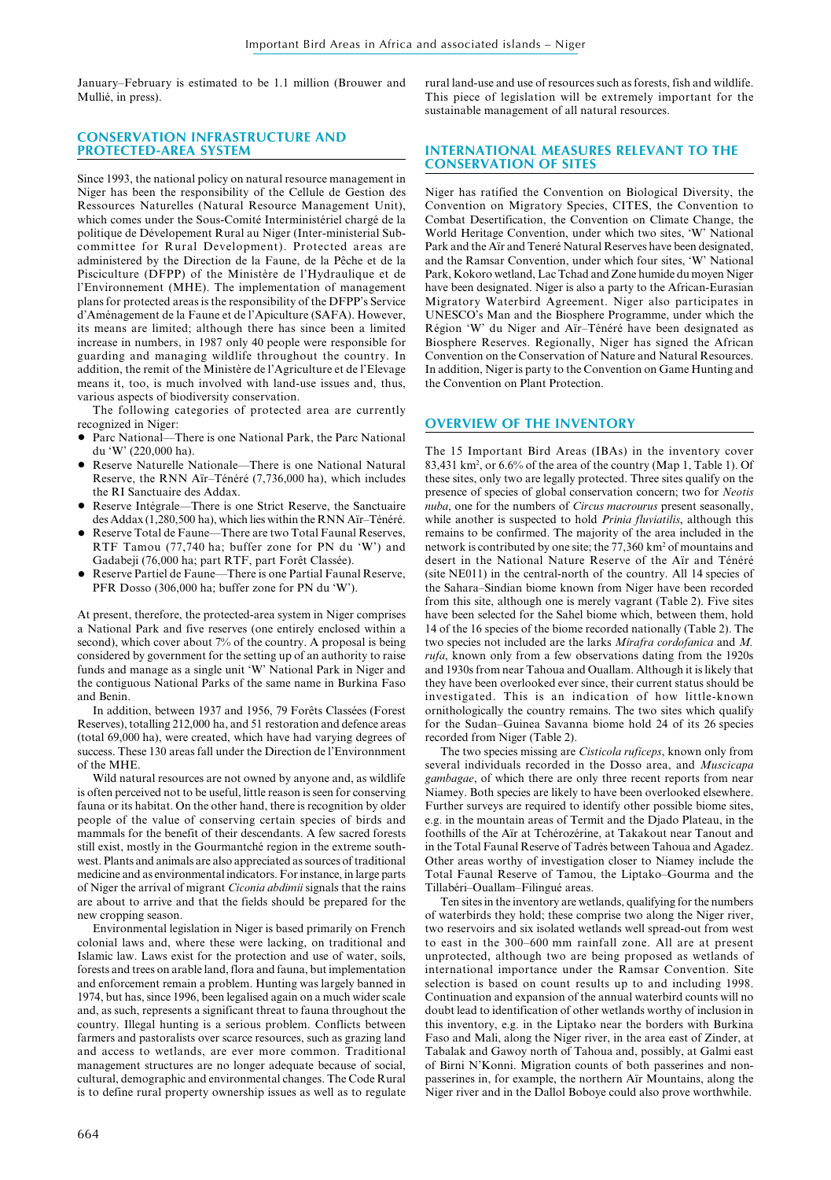January–February is estimated to be 1.1 million (Brouwer and Mullié, in press).

## CONSERVATION INFRASTRUCTURE AND PROTECTED-AREA SYSTEM

Since 1993, the national policy on natural resource management in Niger has been the responsibility of the Cellule de Gestion des Ressources Naturelles (Natural Resource Management Unit), which comes under the Sous-Comité Interministériel chargé de la politique de Dévelopement Rural au Niger (Inter-ministerial Sub-committee for Rural Development). Protected areas are administered by the Direction de la Faune, de la Pêche et de la Pisciculture (DFPP) of the Ministère de l'Hydraulique et de l'Environnement (MHE). The implementation of management plans for protected areas is the responsibility of the DFPP's Service d'Aménagement de la Faune et de l'Apiculture (SAFA). However, its means are limited; although there has since been a limited increase in numbers, in 1987 only 40 people were responsible for guarding and managing wildlife throughout the country. In addition, the remit of the Ministère de l'Agriculture et de l'Elevage means it, too, is much involved with land-use issues and, thus, various aspects of biodiversity conservation.

The following categories of protected area are currently recognized in Niger:

- Parc National—There is one National Park, the Parc National du 'W' (220,000 ha).
- Reserve Naturelle Nationale—There is one National Natural Reserve, the RNN Aïr–Ténéré (7,736,000 ha), which includes the RI Sanctuaire des Addax.
- Reserve Intégrale—There is one Strict Reserve, the Sanctuaire des Addax (1,280,500 ha), which lies within the RNN Aïr–Ténéré.
- Reserve Total de Faune—There are two Total Faunal Reserves, RTF Tamou (77,740 ha; buffer zone for PN du 'W') and Gadabeji (76,000 ha; part RTF, part Forêt Classée).
- Reserve Partiel de Faune—There is one Partial Faunal Reserve, PFR Dosso (306,000 ha; buffer zone for PN du 'W').

At present, therefore, the protected-area system in Niger comprises a National Park and five reserves (one entirely enclosed within a second), which cover about 7% of the country. A proposal is being considered by government for the setting up of an authority to raise funds and manage as a single unit 'W' National Park in Niger and the contiguous National Parks of the same name in Burkina Faso and Benin.

In addition, between 1937 and 1956, 79 Forêts Classées (Forest Reserves), totalling 212,000 ha, and 51 restoration and defence areas (total 69,000 ha), were created, which have had varying degrees of success. These 130 areas fall under the Direction de l'Environnment of the MHE.

Wild natural resources are not owned by anyone and, as wildlife is often perceived not to be useful, little reason is seen for conserving fauna or its habitat. On the other hand, there is recognition by older people of the value of conserving certain species of birds and mammals for the benefit of their descendants. A few sacred forests still exist, mostly in the Gourmantché region in the extreme south-west. Plants and animals are also appreciated as sources of traditional medicine and as environmental indicators. For instance, in large parts of Niger the arrival of migrant *Ciconia abdimii* signals that the rains are about to arrive and that the fields should be prepared for the new cropping season.

Environmental legislation in Niger is based primarily on French colonial laws and, where these were lacking, on traditional and Islamic law. Laws exist for the protection and use of water, soils, forests and trees on arable land, flora and fauna, but implementation and enforcement remain a problem. Hunting was largely banned in 1974, but has, since 1996, been legalised again on a much wider scale and, as such, represents a significant threat to fauna throughout the country. Illegal hunting is a serious problem. Conflicts between farmers and pastoralists over scarce resources, such as grazing land and access to wetlands, are ever more common. Traditional management structures are no longer adequate because of social, cultural, demographic and environmental changes. The Code Rural is to define rural property ownership issues as well as to regulate rural land-use and use of resources such as forests, fish and wildlife. This piece of legislation will be extremely important for the sustainable management of all natural resources.

## INTERNATIONAL MEASURES RELEVANT TO THE CONSERVATION OF SITES

Niger has ratified the Convention on Biological Diversity, the Convention on Migratory Species, CITES, the Convention to Combat Desertification, the Convention on Climate Change, the World Heritage Convention, under which two sites, 'W' National Park and the Aïr and Teneré Natural Reserves have been designated, and the Ramsar Convention, under which four sites, 'W' National Park, Kokoro wetland, Lac Tchad and Zone humide du moyen Niger have been designated. Niger is also a party to the African-Eurasian Migratory Waterbird Agreement. Niger also participates in UNESCO's Man and the Biosphere Programme, under which the Région 'W' du Niger and Aïr–Ténéré have been designated as Biosphere Reserves. Regionally, Niger has signed the African Convention on the Conservation of Nature and Natural Resources. In addition, Niger is party to the Convention on Game Hunting and the Convention on Plant Protection.

## OVERVIEW OF THE INVENTORY

The 15 Important Bird Areas (IBAs) in the inventory cover 83,431 km², or 6.6% of the area of the country (Map 1, Table 1). Of these sites, only two are legally protected. Three sites qualify on the presence of species of global conservation concern; two for *Neotis nuba*, one for the numbers of *Circus macrourus* present seasonally, while another is suspected to hold *Prinia fluviatilis*, although this remains to be confirmed. The majority of the area included in the network is contributed by one site; the 77,360 km² of mountains and desert in the National Nature Reserve of the Aïr and Ténéré (site NE011) in the central-north of the country. All 14 species of the Sahara–Sindian biome known from Niger have been recorded from this site, although one is merely vagrant (Table 2). Five sites have been selected for the Sahel biome which, between them, hold 14 of the 16 species of the biome recorded nationally (Table 2). The two species not included are the larks *Mirafra cordofanica* and *M. rufa*, known only from a few observations dating from the 1920s and 1930s from near Tahoua and Ouallam. Although it is likely that they have been overlooked ever since, their current status should be investigated. This is an indication of how little-known ornithologically the country remains. The two sites which qualify for the Sudan–Guinea Savanna biome hold 24 of its 26 species recorded from Niger (Table 2).

The two species missing are *Cisticola ruficeps*, known only from several individuals recorded in the Dosso area, and *Muscicapa gambagae*, of which there are only three recent reports from near Niamey. Both species are likely to have been overlooked elsewhere. Further surveys are required to identify other possible biome sites, e.g. in the mountain areas of Termit and the Djado Plateau, in the foothills of the Aïr at Tchérozérine, at Takakout near Tanout and in the Total Faunal Reserve of Tadrès between Tahoua and Agadez. Other areas worthy of investigation closer to Niamey include the Total Faunal Reserve of Tamou, the Liptako–Gourma and the Tillabéri–Ouallam–Filingué areas.

Ten sites in the inventory are wetlands, qualifying for the numbers of waterbirds they hold; these comprise two along the Niger river, two reservoirs and six isolated wetlands well spread-out from west to east in the 300–600 mm rainfall zone. All are at present unprotected, although two are being proposed as wetlands of international importance under the Ramsar Convention. Site selection is based on count results up to and including 1998. Continuation and expansion of the annual waterbird counts will no doubt lead to identification of other wetlands worthy of inclusion in this inventory, e.g. in the Liptako near the borders with Burkina Faso and Mali, along the Niger river, in the area east of Zinder, at Tabalak and Gawoy north of Tahoua and, possibly, at Galmi east of Birni N'Konni. Migration counts of both passerines and non-passerines in, for example, the northern Aïr Mountains, along the Niger river and in the Dallol Boboye could also prove worthwhile.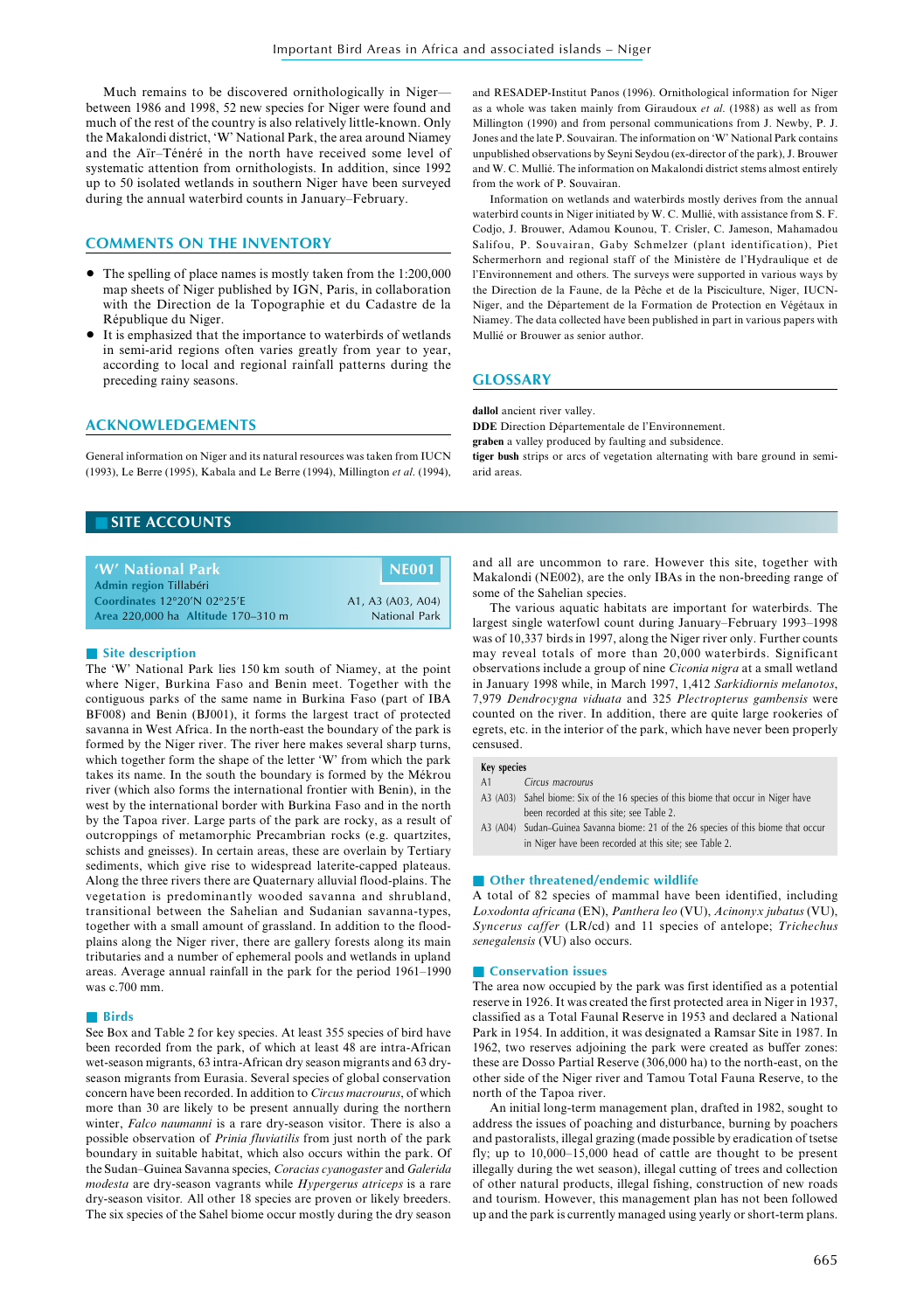Much remains to be discovered ornithologically in Niger—between 1986 and 1998, 52 new species for Niger were found and much of the rest of the country is also relatively little-known. Only the Makalondi district, 'W' National Park, the area around Niamey and the Aïr–Ténéré in the north have received some level of systematic attention from ornithologists. In addition, since 1992 up to 50 isolated wetlands in southern Niger have been surveyed during the annual waterbird counts in January–February.

## COMMENTS ON THE INVENTORY

- The spelling of place names is mostly taken from the 1:200,000 map sheets of Niger published by IGN, Paris, in collaboration with the Direction de la Topographie et du Cadastre de la République du Niger.
- It is emphasized that the importance to waterbirds of wetlands in semi-arid regions often varies greatly from year to year, according to local and regional rainfall patterns during the preceding rainy seasons.

## ACKNOWLEDGEMENTS

General information on Niger and its natural resources was taken from IUCN (1993), Le Berre (1995), Kabala and Le Berre (1994), Millington *et al.* (1994), and RESADEP-Institut Panos (1996). Ornithological information for Niger as a whole was taken mainly from Giraudoux *et al.* (1988) as well as from Millington (1990) and from personal communications from J. Newby, P. J. Jones and the late P. Souvairan. The information on 'W' National Park contains unpublished observations by Seyni Seydou (ex-director of the park), J. Brouwer and W. C. Mullié. The information on Makalondi district stems almost entirely from the work of P. Souvairan.

Information on wetlands and waterbirds mostly derives from the annual waterbird counts in Niger initiated by W. C. Mullié, with assistance from S. F. Codjo, J. Brouwer, Adamou Kounou, T. Crisler, C. Jameson, Mahamadou Salifou, P. Souvairan, Gaby Schmelzer (plant identification), Piet Schermerhorn and regional staff of the Ministère de l'Hydraulique et de l'Environnement and others. The surveys were supported in various ways by the Direction de la Faune, de la Pêche et de la Pisciculture, Niger, IUCN-Niger, and the Département de la Formation de Protection en Végétaux in Niamey. The data collected have been published in part in various papers with Mullié or Brouwer as senior author.

## GLOSSARY

**dallol** ancient river valley.
**DDE** Direction Départementale de l'Environnement.
**graben** a valley produced by faulting and subsidence.
**tiger bush** strips or arcs of vegetation alternating with bare ground in semi-arid areas.

# SITE ACCOUNTS

## 'W' National Park — NE001

**Admin region** Tillabéri
**Coordinates** 12°20'N 02°25'E — A1, A3 (A03, A04)
**Area** 220,000 ha **Altitude** 170–310 m — National Park

### Site description

The 'W' National Park lies 150 km south of Niamey, at the point where Niger, Burkina Faso and Benin meet. Together with the contiguous parks of the same name in Burkina Faso (part of IBA BF008) and Benin (BJ001), it forms the largest tract of protected savanna in West Africa. In the north-east the boundary of the park is formed by the Niger river. The river here makes several sharp turns, which together form the shape of the letter 'W' from which the park takes its name. In the south the boundary is formed by the Mékrou river (which also forms the international frontier with Benin), in the west by the international border with Burkina Faso and in the north by the Tapoa river. Large parts of the park are rocky, as a result of outcroppings of metamorphic Precambrian rocks (e.g. quartzites, schists and gneisses). In certain areas, these are overlain by Tertiary sediments, which give rise to widespread laterite-capped plateaus. Along the three rivers there are Quaternary alluvial flood-plains. The vegetation is predominantly wooded savanna and shrubland, transitional between the Sahelian and Sudanian savanna-types, together with a small amount of grassland. In addition to the flood-plains along the Niger river, there are gallery forests along its main tributaries and a number of ephemeral pools and wetlands in upland areas. Average annual rainfall in the park for the period 1961–1990 was c.700 mm.

### Birds

See Box and Table 2 for key species. At least 355 species of bird have been recorded from the park, of which at least 48 are intra-African wet-season migrants, 63 intra-African dry season migrants and 63 dry-season migrants from Eurasia. Several species of global conservation concern have been recorded. In addition to *Circus macrourus*, of which more than 30 are likely to be present annually during the northern winter, *Falco naumanni* is a rare dry-season visitor. There is also a possible observation of *Prinia fluviatilis* from just north of the park boundary in suitable habitat, which also occurs within the park. Of the Sudan–Guinea Savanna species, *Coracias cyanogaster* and *Galerida modesta* are dry-season vagrants while *Hypergerus atriceps* is a rare dry-season visitor. All other 18 species are proven or likely breeders. The six species of the Sahel biome occur mostly during the dry season and all are uncommon to rare. However this site, together with Makalondi (NE002), are the only IBAs in the non-breeding range of some of the Sahelian species.

The various aquatic habitats are important for waterbirds. The largest single waterfowl count during January–February 1993–1998 was of 10,337 birds in 1997, along the Niger river only. Further counts may reveal totals of more than 20,000 waterbirds. Significant observations include a group of nine *Ciconia nigra* at a small wetland in January 1998 while, in March 1997, 1,412 *Sarkidiornis melanotos*, 7,979 *Dendrocygna viduata* and 325 *Plectropterus gambensis* were counted on the river. In addition, there are quite large rookeries of egrets, etc. in the interior of the park, which have never been properly censused.

**Key species**

| | |
|---|---|
| A1 | *Circus macrourus* |
| A3 (A03) | Sahel biome: Six of the 16 species of this biome that occur in Niger have been recorded at this site; see Table 2. |
| A3 (A04) | Sudan–Guinea Savanna biome: 21 of the 26 species of this biome that occur in Niger have been recorded at this site; see Table 2. |

### Other threatened/endemic wildlife

A total of 82 species of mammal have been identified, including *Loxodonta africana* (EN), *Panthera leo* (VU), *Acinonyx jubatus* (VU), *Syncerus caffer* (LR/cd) and 11 species of antelope; *Trichechus senegalensis* (VU) also occurs.

### Conservation issues

The area now occupied by the park was first identified as a potential reserve in 1926. It was created the first protected area in Niger in 1937, classified as a Total Faunal Reserve in 1953 and declared a National Park in 1954. In addition, it was designated a Ramsar Site in 1987. In 1962, two reserves adjoining the park were created as buffer zones: these are Dosso Partial Reserve (306,000 ha) to the north-east, on the other side of the Niger river and Tamou Total Fauna Reserve, to the north of the Tapoa river.

An initial long-term management plan, drafted in 1982, sought to address the issues of poaching and disturbance, burning by poachers and pastoralists, illegal grazing (made possible by eradication of tsetse fly; up to 10,000–15,000 head of cattle are thought to be present illegally during the wet season), illegal cutting of trees and collection of other natural products, illegal fishing, construction of new roads and tourism. However, this management plan has not been followed up and the park is currently managed using yearly or short-term plans.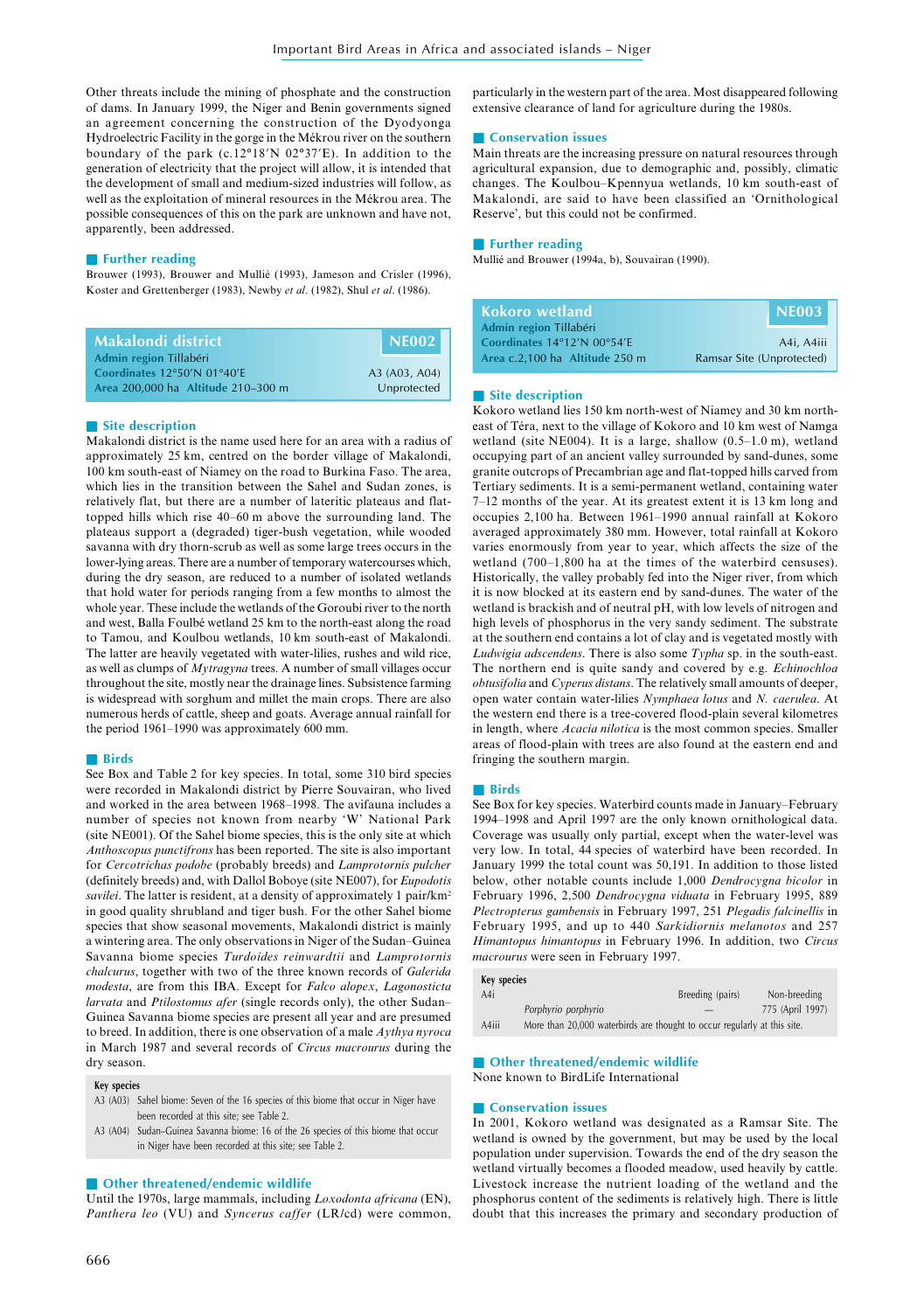Other threats include the mining of phosphate and the construction of dams. In January 1999, the Niger and Benin governments signed an agreement concerning the construction of the Dyodyonga Hydroelectric Facility in the gorge in the Mékrou river on the southern boundary of the park (c.12°18′N 02°37′E). In addition to the generation of electricity that the project will allow, it is intended that the development of small and medium-sized industries will follow, as well as the exploitation of mineral resources in the Mékrou area. The possible consequences of this on the park are unknown and have not, apparently, been addressed.

### Further reading

Brouwer (1993), Brouwer and Mullié (1993), Jameson and Crisler (1996), Koster and Grettenberger (1983), Newby *et al*. (1982), Shul *et al*. (1986).

## Makalondi district — NE002

**Admin region** Tillabéri
**Coordinates** 12°50′N 01°40′E — A3 (A03, A04)
**Area** 200,000 ha **Altitude** 210–300 m — Unprotected

### Site description

Makalondi district is the name used here for an area with a radius of approximately 25 km, centred on the border village of Makalondi, 100 km south-east of Niamey on the road to Burkina Faso. The area, which lies in the transition between the Sahel and Sudan zones, is relatively flat, but there are a number of lateritic plateaus and flat-topped hills which rise 40–60 m above the surrounding land. The plateaus support a (degraded) tiger-bush vegetation, while wooded savanna with dry thorn-scrub as well as some large trees occurs in the lower-lying areas. There are a number of temporary watercourses which, during the dry season, are reduced to a number of isolated wetlands that hold water for periods ranging from a few months to almost the whole year. These include the wetlands of the Goroubi river to the north and west, Balla Foulbé wetland 25 km to the north-east along the road to Tamou, and Koulbou wetlands, 10 km south-east of Makalondi. The latter are heavily vegetated with water-lilies, rushes and wild rice, as well as clumps of *Mytragyna* trees. A number of small villages occur throughout the site, mostly near the drainage lines. Subsistence farming is widespread with sorghum and millet the main crops. There are also numerous herds of cattle, sheep and goats. Average annual rainfall for the period 1961–1990 was approximately 600 mm.

### Birds

See Box and Table 2 for key species. In total, some 310 bird species were recorded in Makalondi district by Pierre Souvairan, who lived and worked in the area between 1968–1998. The avifauna includes a number of species not known from nearby 'W' National Park (site NE001). Of the Sahel biome species, this is the only site at which *Anthoscopus punctifrons* has been reported. The site is also important for *Cercotrichas podobe* (probably breeds) and *Lamprotornis pulcher* (definitely breeds) and, with Dallol Boboye (site NE007), for *Eupodotis savilei*. The latter is resident, at a density of approximately 1 pair/km² in good quality shrubland and tiger bush. For the other Sahel biome species that show seasonal movements, Makalondi district is mainly a wintering area. The only observations in Niger of the Sudan–Guinea Savanna biome species *Turdoides reinwardtii* and *Lamprotornis chalcurus*, together with two of the three known records of *Galerida modesta*, are from this IBA. Except for *Falco alopex*, *Lagonosticta larvata* and *Ptilostomus afer* (single records only), the other Sudan–Guinea Savanna biome species are present all year and are presumed to breed. In addition, there is one observation of a male *Aythya nyroca* in March 1987 and several records of *Circus macrourus* during the dry season.

**Key species**

| | |
|---|---|
| A3 (A03) | Sahel biome: Seven of the 16 species of this biome that occur in Niger have been recorded at this site; see Table 2. |
| A3 (A04) | Sudan–Guinea Savanna biome: 16 of the 26 species of this biome that occur in Niger have been recorded at this site; see Table 2. |

### Other threatened/endemic wildlife

Until the 1970s, large mammals, including *Loxodonta africana* (EN), *Panthera leo* (VU) and *Syncerus caffer* (LR/cd) were common, particularly in the western part of the area. Most disappeared following extensive clearance of land for agriculture during the 1980s.

### Conservation issues

Main threats are the increasing pressure on natural resources through agricultural expansion, due to demographic and, possibly, climatic changes. The Koulbou–Kpennyua wetlands, 10 km south-east of Makalondi, are said to have been classified an 'Ornithological Reserve', but this could not be confirmed.

### Further reading

Mullié and Brouwer (1994a, b), Souvairan (1990).

## Kokoro wetland — NE003

**Admin region** Tillabéri
**Coordinates** 14°12′N 00°54′E — A4i, A4iii
**Area** c.2,100 ha **Altitude** 250 m — Ramsar Site (Unprotected)

### Site description

Kokoro wetland lies 150 km north-west of Niamey and 30 km north-east of Téra, next to the village of Kokoro and 10 km west of Namga wetland (site NE004). It is a large, shallow (0.5–1.0 m), wetland occupying part of an ancient valley surrounded by sand-dunes, some granite outcrops of Precambrian age and flat-topped hills carved from Tertiary sediments. It is a semi-permanent wetland, containing water 7–12 months of the year. At its greatest extent it is 13 km long and occupies 2,100 ha. Between 1961–1990 annual rainfall at Kokoro averaged approximately 380 mm. However, total rainfall at Kokoro varies enormously from year to year, which affects the size of the wetland (700–1,800 ha at the times of the waterbird censuses). Historically, the valley probably fed into the Niger river, from which it is now blocked at its eastern end by sand-dunes. The water of the wetland is brackish and of neutral pH, with low levels of nitrogen and high levels of phosphorus in the very sandy sediment. The substrate at the southern end contains a lot of clay and is vegetated mostly with *Ludwigia adscendens*. There is also some *Typha* sp. in the south-east. The northern end is quite sandy and covered by e.g. *Echinochloa obtusifolia* and *Cyperus distans*. The relatively small amounts of deeper, open water contain water-lilies *Nymphaea lotus* and *N. caerulea*. At the western end there is a tree-covered flood-plain several kilometres in length, where *Acacia nilotica* is the most common species. Smaller areas of flood-plain with trees are also found at the eastern end and fringing the southern margin.

### Birds

See Box for key species. Waterbird counts made in January–February 1994–1998 and April 1997 are the only known ornithological data. Coverage was usually only partial, except when the water-level was very low. In total, 44 species of waterbird have been recorded. In January 1999 the total count was 50,191. In addition to those listed below, other notable counts include 1,000 *Dendrocygna bicolor* in February 1996, 2,500 *Dendrocygna viduata* in February 1995, 889 *Plectropterus gambensis* in February 1997, 251 *Plegadis falcinellis* in February 1995, and up to 440 *Sarkidiornis melanotos* and 257 *Himantopus himantopus* in February 1996. In addition, two *Circus macrourus* were seen in February 1997.

**Key species**

| | | Breeding (pairs) | Non-breeding |
|---|---|---|---|
| A4i | *Porphyrio porphyrio* | — | 775 (April 1997) |
| A4iii | More than 20,000 waterbirds are thought to occur regularly at this site. | | |

### Other threatened/endemic wildlife

None known to BirdLife International

### Conservation issues

In 2001, Kokoro wetland was designated as a Ramsar Site. The wetland is owned by the government, but may be used by the local population under supervision. Towards the end of the dry season the wetland virtually becomes a flooded meadow, used heavily by cattle. Livestock increase the nutrient loading of the wetland and the phosphorus content of the sediments is relatively high. There is little doubt that this increases the primary and secondary production of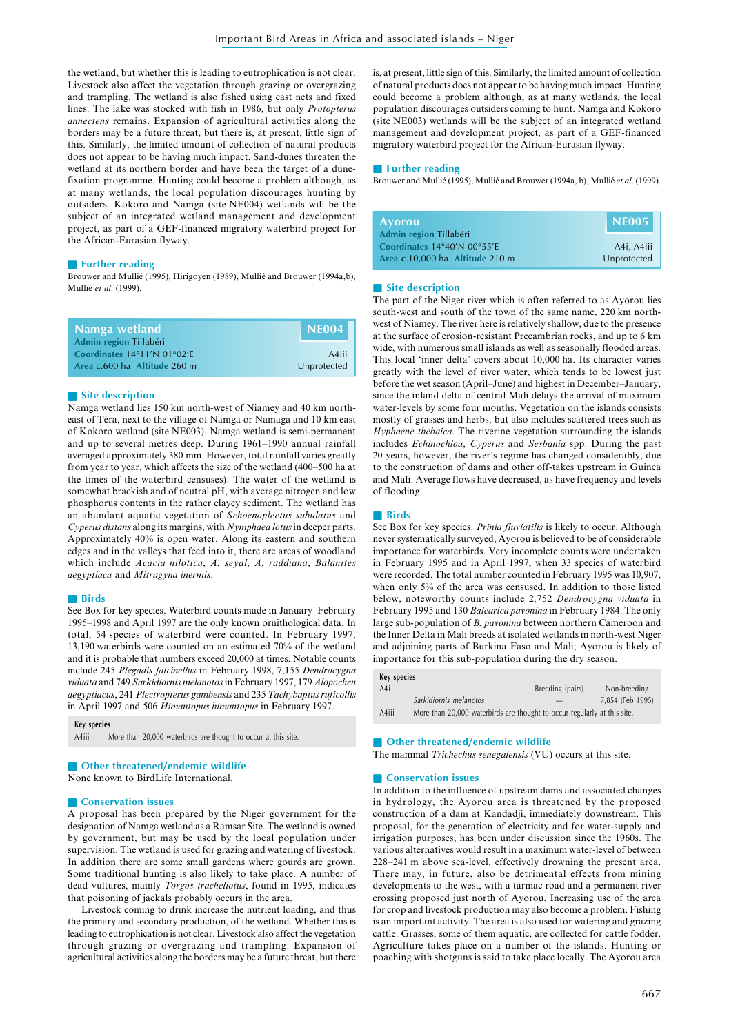the wetland, but whether this is leading to eutrophication is not clear. Livestock also affect the vegetation through grazing or overgrazing and trampling. The wetland is also fished using cast nets and fixed lines. The lake was stocked with fish in 1986, but only *Protopterus annectens* remains. Expansion of agricultural activities along the borders may be a future threat, but there is, at present, little sign of this. Similarly, the limited amount of collection of natural products does not appear to be having much impact. Sand-dunes threaten the wetland at its northern border and have been the target of a dune-fixation programme. Hunting could become a problem although, as at many wetlands, the local population discourages hunting by outsiders. Kokoro and Namga (site NE004) wetlands will be the subject of an integrated wetland management and development project, as part of a GEF-financed migratory waterbird project for the African-Eurasian flyway.

## Further reading

Brouwer and Mullié (1995), Hirigoyen (1989), Mullié and Brouwer (1994a,b), Mullié *et al.* (1999).

## Namga wetland — NE004

**Admin region** Tillabéri
**Coordinates** 14°11′N 01°02′E — A4iii
**Area** c.600 ha **Altitude** 260 m — Unprotected

### Site description

Namga wetland lies 150 km north-west of Niamey and 40 km north-east of Téra, next to the village of Namga or Namaga and 10 km east of Kokoro wetland (site NE003). Namga wetland is semi-permanent and up to several metres deep. During 1961–1990 annual rainfall averaged approximately 380 mm. However, total rainfall varies greatly from year to year, which affects the size of the wetland (400–500 ha at the times of the waterbird censuses). The water of the wetland is somewhat brackish and of neutral pH, with average nitrogen and low phosphorus contents in the rather clayey sediment. The wetland has an abundant aquatic vegetation of *Schoenoplectus subulatus* and *Cyperus distans* along its margins, with *Nymphaea lotus* in deeper parts. Approximately 40% is open water. Along its eastern and southern edges and in the valleys that feed into it, there are areas of woodland which include *Acacia nilotica*, *A. seyal*, *A. raddiana*, *Balanites aegyptiaca* and *Mitragyna inermis*.

### Birds

See Box for key species. Waterbird counts made in January–February 1995–1998 and April 1997 are the only known ornithological data. In total, 54 species of waterbird were counted. In February 1997, 13,190 waterbirds were counted on an estimated 70% of the wetland and it is probable that numbers exceed 20,000 at times. Notable counts include 245 *Plegadis falcinellus* in February 1998, 7,155 *Dendrocygna viduata* and 749 *Sarkidiornis melanotos* in February 1997, 179 *Alopochen aegyptiacus*, 241 *Plectropterus gambensis* and 235 *Tachybaptus ruficollis* in April 1997 and 506 *Himantopus himantopus* in February 1997.

| Key species | |
|---|---|
| A4iii | More than 20,000 waterbirds are thought to occur at this site. |

### Other threatened/endemic wildlife

None known to BirdLife International.

### Conservation issues

A proposal has been prepared by the Niger government for the designation of Namga wetland as a Ramsar Site. The wetland is owned by government, but may be used by the local population under supervision. The wetland is used for grazing and watering of livestock. In addition there are some small gardens where gourds are grown. Some traditional hunting is also likely to take place. A number of dead vultures, mainly *Torgos tracheliotus*, found in 1995, indicates that poisoning of jackals probably occurs in the area.

Livestock coming to drink increase the nutrient loading, and thus the primary and secondary production, of the wetland. Whether this is leading to eutrophication is not clear. Livestock also affect the vegetation through grazing or overgrazing and trampling. Expansion of agricultural activities along the borders may be a future threat, but there is, at present, little sign of this. Similarly, the limited amount of collection of natural products does not appear to be having much impact. Hunting could become a problem although, as at many wetlands, the local population discourages outsiders coming to hunt. Namga and Kokoro (site NE003) wetlands will be the subject of an integrated wetland management and development project, as part of a GEF-financed migratory waterbird project for the African-Eurasian flyway.

### Further reading

Brouwer and Mullié (1995), Mullié and Brouwer (1994a, b), Mullié *et al.* (1999).

## Ayorou — NE005

**Admin region** Tillabéri
**Coordinates** 14°40′N 00°55′E — A4i, A4iii
**Area** c.10,000 ha **Altitude** 210 m — Unprotected

### Site description

The part of the Niger river which is often referred to as Ayorou lies south-west and south of the town of the same name, 220 km north-west of Niamey. The river here is relatively shallow, due to the presence at the surface of erosion-resistant Precambrian rocks, and up to 6 km wide, with numerous small islands as well as seasonally flooded areas. This local 'inner delta' covers about 10,000 ha. Its character varies greatly with the level of river water, which tends to be lowest just before the wet season (April–June) and highest in December–January, since the inland delta of central Mali delays the arrival of maximum water-levels by some four months. Vegetation on the islands consists mostly of grasses and herbs, but also includes scattered trees such as *Hyphaene thebaica*. The riverine vegetation surrounding the islands includes *Echinochloa*, *Cyperus* and *Sesbania* spp. During the past 20 years, however, the river's regime has changed considerably, due to the construction of dams and other off-takes upstream in Guinea and Mali. Average flows have decreased, as have frequency and levels of flooding.

### Birds

See Box for key species. *Prinia fluviatilis* is likely to occur. Although never systematically surveyed, Ayorou is believed to be of considerable importance for waterbirds. Very incomplete counts were undertaken in February 1995 and in April 1997, when 33 species of waterbird were recorded. The total number counted in February 1995 was 10,907, when only 5% of the area was censused. In addition to those listed below, noteworthy counts include 2,752 *Dendrocygna viduata* in February 1995 and 130 *Balearica pavonina* in February 1984. The only large sub-population of *B. pavonina* between northern Cameroon and the Inner Delta in Mali breeds at isolated wetlands in north-west Niger and adjoining parts of Burkina Faso and Mali; Ayorou is likely of importance for this sub-population during the dry season.

| Key species | | Breeding (pairs) | Non-breeding |
|---|---|---|---|
| A4i | | | |
| | *Sarkidiornis melanotos* | — | 7,854 (Feb 1995) |
| A4iii | More than 20,000 waterbirds are thought to occur regularly at this site. | | |

### Other threatened/endemic wildlife

The mammal *Trichechus senegalensis* (VU) occurs at this site.

### Conservation issues

In addition to the influence of upstream dams and associated changes in hydrology, the Ayorou area is threatened by the proposed construction of a dam at Kandadji, immediately downstream. This proposal, for the generation of electricity and for water-supply and irrigation purposes, has been under discussion since the 1960s. The various alternatives would result in a maximum water-level of between 228–241 m above sea-level, effectively drowning the present area. There may, in future, also be detrimental effects from mining developments to the west, with a tarmac road and a permanent river crossing proposed just north of Ayorou. Increasing use of the area for crop and livestock production may also become a problem. Fishing is an important activity. The area is also used for watering and grazing cattle. Grasses, some of them aquatic, are collected for cattle fodder. Agriculture takes place on a number of the islands. Hunting or poaching with shotguns is said to take place locally. The Ayorou area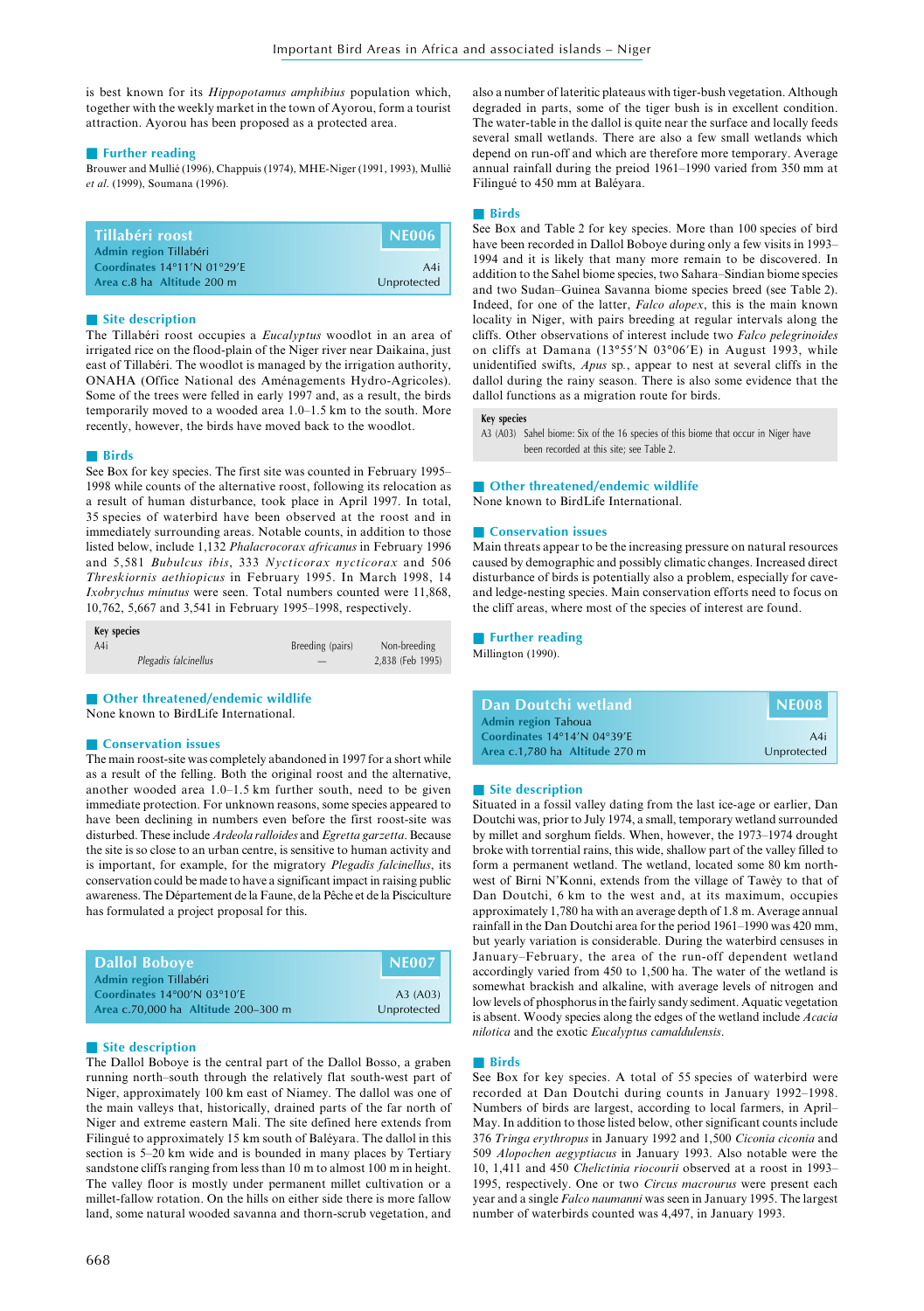is best known for its *Hippopotamus amphibius* population which, together with the weekly market in the town of Ayorou, form a tourist attraction. Ayorou has been proposed as a protected area.

### Further reading

Brouwer and Mullié (1996), Chappuis (1974), MHE-Niger (1991, 1993), Mullié *et al.* (1999), Soumana (1996).

## Tillabéri roost — NE006

**Admin region** Tillabéri
**Coordinates** 14°11′N 01°29′E — A4i
**Area** c.8 ha **Altitude** 200 m — Unprotected

### Site description

The Tillabéri roost occupies a *Eucalyptus* woodlot in an area of irrigated rice on the flood-plain of the Niger river near Daikaina, just east of Tillabéri. The woodlot is managed by the irrigation authority, ONAHA (Office National des Aménagements Hydro-Agricoles). Some of the trees were felled in early 1997 and, as a result, the birds temporarily moved to a wooded area 1.0–1.5 km to the south. More recently, however, the birds have moved back to the woodlot.

### Birds

See Box for key species. The first site was counted in February 1995–1998 while counts of the alternative roost, following its relocation as a result of human disturbance, took place in April 1997. In total, 35 species of waterbird have been observed at the roost and in immediately surrounding areas. Notable counts, in addition to those listed below, include 1,132 *Phalacrocorax africanus* in February 1996 and 5,581 *Bubulcus ibis*, 333 *Nycticorax nycticorax* and 506 *Threskiornis aethiopicus* in February 1995. In March 1998, 14 *Ixobrychus minutus* were seen. Total numbers counted were 11,868, 10,762, 5,667 and 3,541 in February 1995–1998, respectively.

| Key species | | Breeding (pairs) | Non-breeding |
|---|---|---|---|
| A4i | *Plegadis falcinellus* | — | 2,838 (Feb 1995) |

### Other threatened/endemic wildlife

None known to BirdLife International.

### Conservation issues

The main roost-site was completely abandoned in 1997 for a short while as a result of the felling. Both the original roost and the alternative, another wooded area 1.0–1.5 km further south, need to be given immediate protection. For unknown reasons, some species appeared to have been declining in numbers even before the first roost-site was disturbed. These include *Ardeola ralloides* and *Egretta garzetta*. Because the site is so close to an urban centre, is sensitive to human activity and is important, for example, for the migratory *Plegadis falcinellus*, its conservation could be made to have a significant impact in raising public awareness. The Département de la Faune, de la Pêche et de la Pisciculture has formulated a project proposal for this.

## Dallol Boboye — NE007

**Admin region** Tillabéri
**Coordinates** 14°00′N 03°10′E — A3 (A03)
**Area** c.70,000 ha **Altitude** 200–300 m — Unprotected

### Site description

The Dallol Boboye is the central part of the Dallol Bosso, a graben running north–south through the relatively flat south-west part of Niger, approximately 100 km east of Niamey. The dallol was one of the main valleys that, historically, drained parts of the far north of Niger and extreme eastern Mali. The site defined here extends from Filingué to approximately 15 km south of Baléyara. The dallol in this section is 5–20 km wide and is bounded in many places by Tertiary sandstone cliffs ranging from less than 10 m to almost 100 m in height. The valley floor is mostly under permanent millet cultivation or a millet-fallow rotation. On the hills on either side there is more fallow land, some natural wooded savanna and thorn-scrub vegetation, and also a number of lateritic plateaus with tiger-bush vegetation. Although degraded in parts, some of the tiger bush is in excellent condition. The water-table in the dallol is quite near the surface and locally feeds several small wetlands. There are also a few small wetlands which depend on run-off and which are therefore more temporary. Average annual rainfall during the preiod 1961–1990 varied from 350 mm at Filingué to 450 mm at Baléyara.

### Birds

See Box and Table 2 for key species. More than 100 species of bird have been recorded in Dallol Boboye during only a few visits in 1993–1994 and it is likely that many more remain to be discovered. In addition to the Sahel biome species, two Sahara–Sindian biome species and two Sudan–Guinea Savanna biome species breed (see Table 2). Indeed, for one of the latter, *Falco alopex*, this is the main known locality in Niger, with pairs breeding at regular intervals along the cliffs. Other observations of interest include two *Falco pelegrinoides* on cliffs at Damana (13°55′N 03°06′E) in August 1993, while unidentified swifts, *Apus* sp., appear to nest at several cliffs in the dallol during the rainy season. There is also some evidence that the dallol functions as a migration route for birds.

| Key species | |
|---|---|
| A3 (A03) | Sahel biome: Six of the 16 species of this biome that occur in Niger have been recorded at this site; see Table 2. |

### Other threatened/endemic wildlife

None known to BirdLife International.

### Conservation issues

Main threats appear to be the increasing pressure on natural resources caused by demographic and possibly climatic changes. Increased direct disturbance of birds is potentially also a problem, especially for cave- and ledge-nesting species. Main conservation efforts need to focus on the cliff areas, where most of the species of interest are found.

### Further reading

Millington (1990).

## Dan Doutchi wetland — NE008

**Admin region** Tahoua
**Coordinates** 14°14′N 04°39′E — A4i
**Area** c.1,780 ha **Altitude** 270 m — Unprotected

### Site description

Situated in a fossil valley dating from the last ice-age or earlier, Dan Doutchi was, prior to July 1974, a small, temporary wetland surrounded by millet and sorghum fields. When, however, the 1973–1974 drought broke with torrential rains, this wide, shallow part of the valley filled to form a permanent wetland. The wetland, located some 80 km north-west of Birni N'Konni, extends from the village of Tawèy to that of Dan Doutchi, 6 km to the west and, at its maximum, occupies approximately 1,780 ha with an average depth of 1.8 m. Average annual rainfall in the Dan Doutchi area for the period 1961–1990 was 420 mm, but yearly variation is considerable. During the waterbird censuses in January–February, the area of the run-off dependent wetland accordingly varied from 450 to 1,500 ha. The water of the wetland is somewhat brackish and alkaline, with average levels of nitrogen and low levels of phosphorus in the fairly sandy sediment. Aquatic vegetation is absent. Woody species along the edges of the wetland include *Acacia nilotica* and the exotic *Eucalyptus camaldulensis*.

### Birds

See Box for key species. A total of 55 species of waterbird were recorded at Dan Doutchi during counts in January 1992–1998. Numbers of birds are largest, according to local farmers, in April–May. In addition to those listed below, other significant counts include 376 *Tringa erythropus* in January 1992 and 1,500 *Ciconia ciconia* and 509 *Alopochen aegyptiacus* in January 1993. Also notable were the 10, 1,411 and 450 *Chelictinia riocourii* observed at a roost in 1993–1995, respectively. One or two *Circus macrourus* were present each year and a single *Falco naumanni* was seen in January 1995. The largest number of waterbirds counted was 4,497, in January 1993.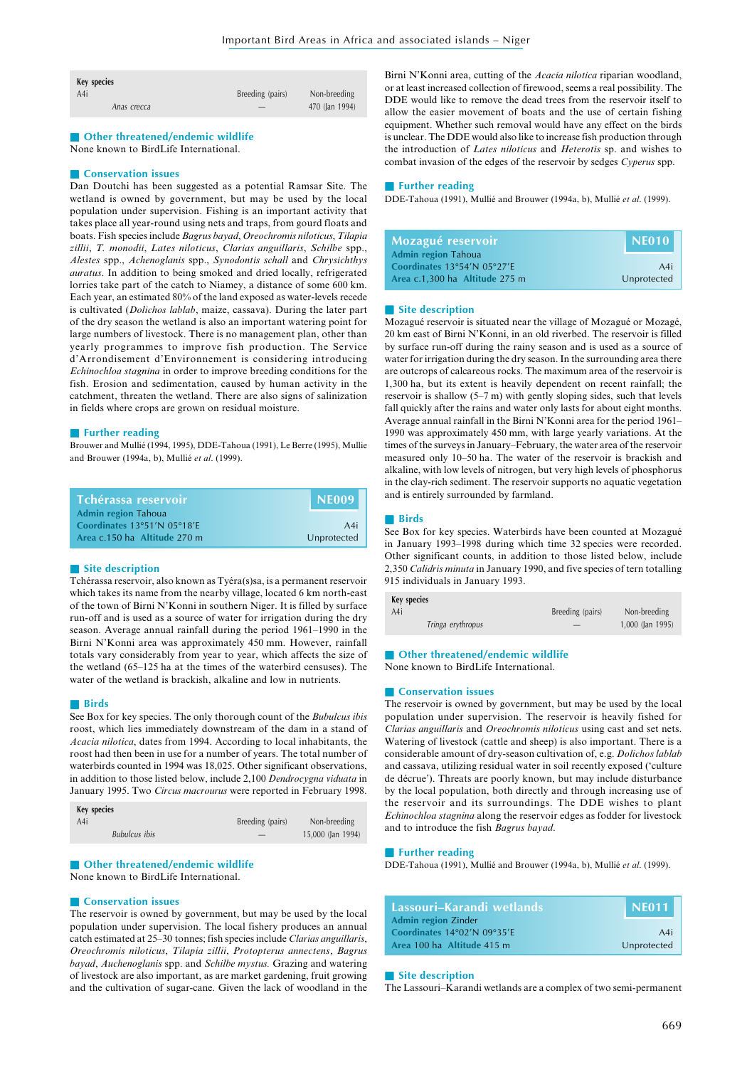| Key species | | |
|---|---|---|
| A4i | Breeding (pairs) | Non-breeding |
| *Anas crecca* | — | 470 (Jan 1994) |

### Other threatened/endemic wildlife

None known to BirdLife International.

### Conservation issues

Dan Doutchi has been suggested as a potential Ramsar Site. The wetland is owned by government, but may be used by the local population under supervision. Fishing is an important activity that takes place all year-round using nets and traps, from gourd floats and boats. Fish species include *Bagrus bayad*, *Oreochromis niloticus*, *Tilapia zillii*, *T. monodii*, *Lates niloticus*, *Clarias anguillaris*, *Schilbe* spp., *Alestes* spp., *Achenoglanis* spp., *Synodontis schall* and *Chrysichthys auratus*. In addition to being smoked and dried locally, refrigerated lorries take part of the catch to Niamey, a distance of some 600 km. Each year, an estimated 80% of the land exposed as water-levels recede is cultivated (*Dolichos lablab*, maize, cassava). During the later part of the dry season the wetland is also an important watering point for large numbers of livestock. There is no management plan, other than yearly programmes to improve fish production. The Service d'Arrondisement d'Environnement is considering introducing *Echinochloa stagnina* in order to improve breeding conditions for the fish. Erosion and sedimentation, caused by human activity in the catchment, threaten the wetland. There are also signs of salinization in fields where crops are grown on residual moisture.

### Further reading

Brouwer and Mullié (1994, 1995), DDE-Tahoua (1991), Le Berre (1995), Mullie and Brouwer (1994a, b), Mullié *et al.* (1999).

## Tchérassa reservoir — NE009

**Admin region** Tahoua
**Coordinates** 13°51′N 05°18′E — A4i
**Area** c.150 ha **Altitude** 270 m — Unprotected

### Site description

Tchérassa reservoir, also known as Tyéra(s)sa, is a permanent reservoir which takes its name from the nearby village, located 6 km north-east of the town of Birni N'Konni in southern Niger. It is filled by surface run-off and is used as a source of water for irrigation during the dry season. Average annual rainfall during the period 1961–1990 in the Birni N'Konni area was approximately 450 mm, although rainfall totals vary considerably from year to year, which affects the size of the wetland (65–125 ha at the times of the waterbird censuses). The water of the wetland is brackish, alkaline and low in nutrients.

### Birds

See Box for key species. The only thorough count of the *Bubulcus ibis* roost, which lies immediately downstream of the dam in a stand of *Acacia nilotica*, dates from 1994. According to local inhabitants, the roost had then been in use for a number of years. The total number of waterbirds counted in 1994 was 18,025. Other significant observations, in addition to those listed below, include 2,100 *Dendrocygna viduata* in January 1995. Two *Circus macrourus* were reported in February 1998.

| Key species | | |
|---|---|---|
| A4i | Breeding (pairs) | Non-breeding |
| *Bubulcus ibis* | — | 15,000 (Jan 1994) |

### Other threatened/endemic wildlife

None known to BirdLife International.

### Conservation issues

The reservoir is owned by government, but may be used by the local population under supervision. The local fishery produces an annual catch estimated at 25–30 tonnes; fish species include *Clarias anguillaris*, *Oreochromis niloticus*, *Tilapia zillii*, *Protopterus annectens*, *Bagrus bayad*, *Auchenoglanis* spp. and *Schilbe mystus*. Grazing and watering of livestock are also important, as are market gardening, fruit growing and the cultivation of sugar-cane. Given the lack of woodland in the Birni N'Konni area, cutting of the *Acacia nilotica* riparian woodland, or at least increased collection of firewood, seems a real possibility. The DDE would like to remove the dead trees from the reservoir itself to allow the easier movement of boats and the use of certain fishing equipment. Whether such removal would have any effect on the birds is unclear. The DDE would also like to increase fish production through the introduction of *Lates niloticus* and *Heterotis* sp. and wishes to combat invasion of the edges of the reservoir by sedges *Cyperus* spp.

### Further reading

DDE-Tahoua (1991), Mullié and Brouwer (1994a, b), Mullié *et al.* (1999).

## Mozagué reservoir — NE010

**Admin region** Tahoua
**Coordinates** 13°54′N 05°27′E — A4i
**Area** c.1,300 ha **Altitude** 275 m — Unprotected

### Site description

Mozagué reservoir is situated near the village of Mozagué or Mozagé, 20 km east of Birni N'Konni, in an old riverbed. The reservoir is filled by surface run-off during the rainy season and is used as a source of water for irrigation during the dry season. In the surrounding area there are outcrops of calcareous rocks. The maximum area of the reservoir is 1,300 ha, but its extent is heavily dependent on recent rainfall; the reservoir is shallow (5–7 m) with gently sloping sides, such that levels fall quickly after the rains and water only lasts for about eight months. Average annual rainfall in the Birni N'Konni area for the period 1961–1990 was approximately 450 mm, with large yearly variations. At the times of the surveys in January–February, the water area of the reservoir measured only 10–50 ha. The water of the reservoir is brackish and alkaline, with low levels of nitrogen, but very high levels of phosphorus in the clay-rich sediment. The reservoir supports no aquatic vegetation and is entirely surrounded by farmland.

### Birds

See Box for key species. Waterbirds have been counted at Mozagué in January 1993–1998 during which time 32 species were recorded. Other significant counts, in addition to those listed below, include 2,350 *Calidris minuta* in January 1990, and five species of tern totalling 915 individuals in January 1993.

| Key species | | |
|---|---|---|
| A4i | Breeding (pairs) | Non-breeding |
| *Tringa erythropus* | — | 1,000 (Jan 1995) |

### Other threatened/endemic wildlife

None known to BirdLife International.

### Conservation issues

The reservoir is owned by government, but may be used by the local population under supervision. The reservoir is heavily fished for *Clarias anguillaris* and *Oreochromis niloticus* using cast and set nets. Watering of livestock (cattle and sheep) is also important. There is a considerable amount of dry-season cultivation of, e.g. *Dolichos lablab* and cassava, utilizing residual water in soil recently exposed ('culture de décrue'). Threats are poorly known, but may include disturbance by the local population, both directly and through increasing use of the reservoir and its surroundings. The DDE wishes to plant *Echinochloa stagnina* along the reservoir edges as fodder for livestock and to introduce the fish *Bagrus bayad*.

### Further reading

DDE-Tahoua (1991), Mullié and Brouwer (1994a, b), Mullié *et al.* (1999).

## Lassouri–Karandi wetlands — NE011

**Admin region** Zinder
**Coordinates** 14°02′N 09°35′E — A4i
**Area** 100 ha **Altitude** 415 m — Unprotected

### Site description

The Lassouri–Karandi wetlands are a complex of two semi-permanent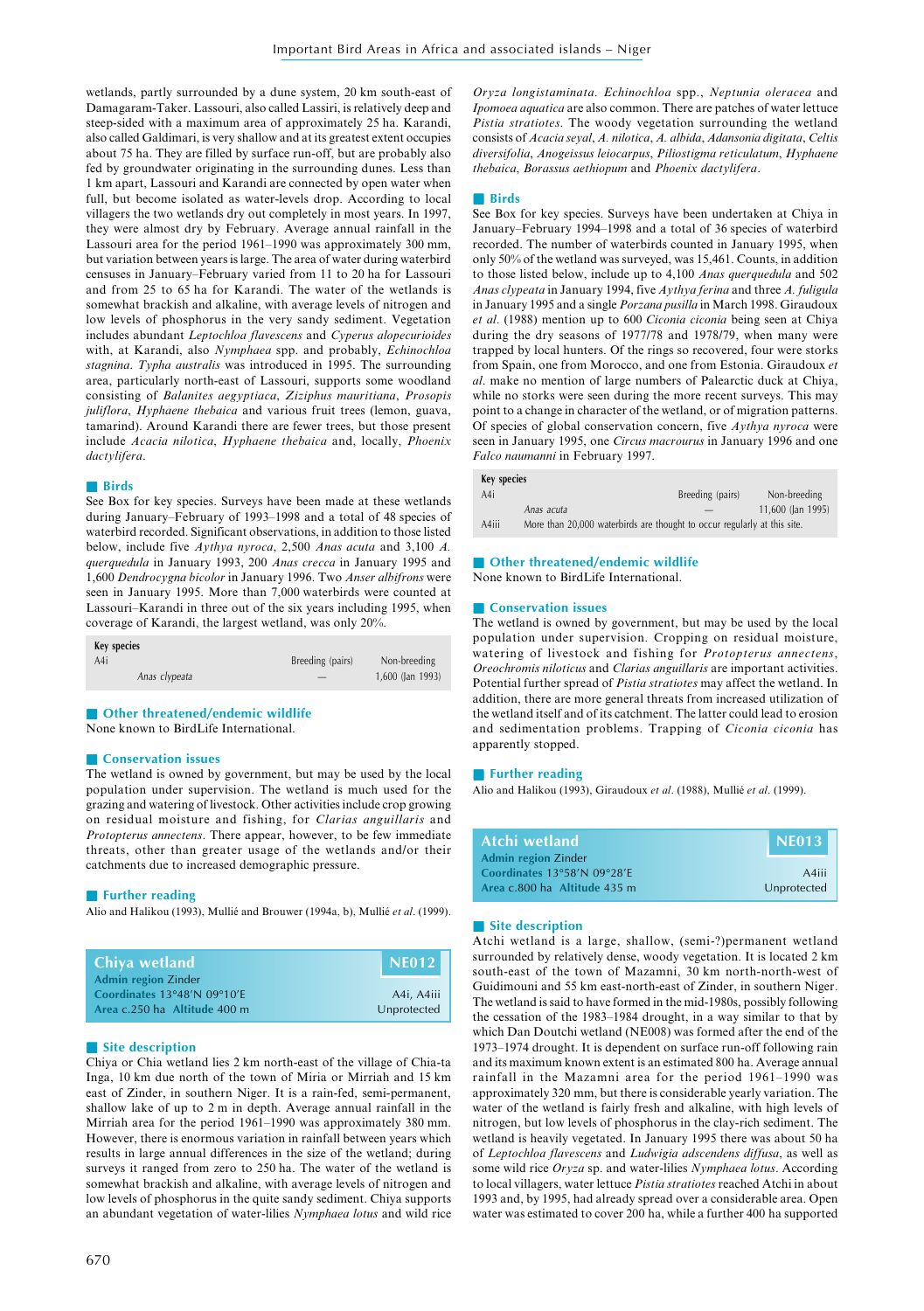wetlands, partly surrounded by a dune system, 20 km south-east of Damagaram-Taker. Lassouri, also called Lassiri, is relatively deep and steep-sided with a maximum area of approximately 25 ha. Karandi, also called Galdimari, is very shallow and at its greatest extent occupies about 75 ha. They are filled by surface run-off, but are probably also fed by groundwater originating in the surrounding dunes. Less than 1 km apart, Lassouri and Karandi are connected by open water when full, but become isolated as water-levels drop. According to local villagers the two wetlands dry out completely in most years. In 1997, they were almost dry by February. Average annual rainfall in the Lassouri area for the period 1961–1990 was approximately 300 mm, but variation between years is large. The area of water during waterbird censuses in January–February varied from 11 to 20 ha for Lassouri and from 25 to 65 ha for Karandi. The water of the wetlands is somewhat brackish and alkaline, with average levels of nitrogen and low levels of phosphorus in the very sandy sediment. Vegetation includes abundant *Leptochloa flavescens* and *Cyperus alopecurioides* with, at Karandi, also *Nymphaea* spp. and probably, *Echinochloa stagnina*. *Typha australis* was introduced in 1995. The surrounding area, particularly north-east of Lassouri, supports some woodland consisting of *Balanites aegyptiaca*, *Ziziphus mauritiana*, *Prosopis juliflora*, *Hyphaene thebaica* and various fruit trees (lemon, guava, tamarind). Around Karandi there are fewer trees, but those present include *Acacia nilotica*, *Hyphaene thebaica* and, locally, *Phoenix dactylifera*.

## Birds

See Box for key species. Surveys have been made at these wetlands during January–February of 1993–1998 and a total of 48 species of waterbird recorded. Significant observations, in addition to those listed below, include five *Aythya nyroca*, 2,500 *Anas acuta* and 3,100 *A. querquedula* in January 1993, 200 *Anas crecca* in January 1995 and 1,600 *Dendrocygna bicolor* in January 1996. Two *Anser albifrons* were seen in January 1995. More than 7,000 waterbirds were counted at Lassouri–Karandi in three out of the six years including 1995, when coverage of Karandi, the largest wetland, was only 20%.

| Key species | | Breeding (pairs) | Non-breeding |
|---|---|---|---|
| A4i | *Anas clypeata* | — | 1,600 (Jan 1993) |

## Other threatened/endemic wildlife

None known to BirdLife International.

## Conservation issues

The wetland is owned by government, but may be used by the local population under supervision. The wetland is much used for the grazing and watering of livestock. Other activities include crop growing on residual moisture and fishing, for *Clarias anguillaris* and *Protopterus annectens*. There appear, however, to be few immediate threats, other than greater usage of the wetlands and/or their catchments due to increased demographic pressure.

## Further reading

Alio and Halikou (1993), Mullié and Brouwer (1994a, b), Mullié *et al*. (1999).

# Chiya wetland — NE012

**Admin region** Zinder
**Coordinates** 13°48′N 09°10′E — A4i, A4iii
**Area** c.250 ha **Altitude** 400 m — Unprotected

## Site description

Chiya or Chia wetland lies 2 km north-east of the village of Chia-ta Inga, 10 km due north of the town of Miria or Mirriah and 15 km east of Zinder, in southern Niger. It is a rain-fed, semi-permanent, shallow lake of up to 2 m in depth. Average annual rainfall in the Mirriah area for the period 1961–1990 was approximately 380 mm. However, there is enormous variation in rainfall between years which results in large annual differences in the size of the wetland; during surveys it ranged from zero to 250 ha. The water of the wetland is somewhat brackish and alkaline, with average levels of nitrogen and low levels of phosphorus in the quite sandy sediment. Chiya supports an abundant vegetation of water-lilies *Nymphaea lotus* and wild rice *Oryza longistaminata*. *Echinochloa* spp., *Neptunia oleracea* and *Ipomoea aquatica* are also common. There are patches of water lettuce *Pistia stratiotes*. The woody vegetation surrounding the wetland consists of *Acacia seyal*, *A. nilotica*, *A. albida*, *Adansonia digitata*, *Celtis diversifolia*, *Anogeissus leiocarpus*, *Piliostigma reticulatum*, *Hyphaene thebaica*, *Borassus aethiopum* and *Phoenix dactylifera*.

## Birds

See Box for key species. Surveys have been undertaken at Chiya in January–February 1994–1998 and a total of 36 species of waterbird recorded. The number of waterbirds counted in January 1995, when only 50% of the wetland was surveyed, was 15,461. Counts, in addition to those listed below, include up to 4,100 *Anas querquedula* and 502 *Anas clypeata* in January 1994, five *Aythya ferina* and three *A. fuligula* in January 1995 and a single *Porzana pusilla* in March 1998. Giraudoux *et al*. (1988) mention up to 600 *Ciconia ciconia* being seen at Chiya during the dry seasons of 1977/78 and 1978/79, when many were trapped by local hunters. Of the rings so recovered, four were storks from Spain, one from Morocco, and one from Estonia. Giraudoux *et al*. make no mention of large numbers of Palearctic duck at Chiya, while no storks were seen during the more recent surveys. This may point to a change in character of the wetland, or of migration patterns. Of species of global conservation concern, five *Aythya nyroca* were seen in January 1995, one *Circus macrourus* in January 1996 and one *Falco naumanni* in February 1997.

| Key species | | Breeding (pairs) | Non-breeding |
|---|---|---|---|
| A4i | *Anas acuta* | — | 11,600 (Jan 1995) |
| A4iii | More than 20,000 waterbirds are thought to occur regularly at this site. | | |

## Other threatened/endemic wildlife

None known to BirdLife International.

## Conservation issues

The wetland is owned by government, but may be used by the local population under supervision. Cropping on residual moisture, watering of livestock and fishing for *Protopterus annectens*, *Oreochromis niloticus* and *Clarias anguillaris* are important activities. Potential further spread of *Pistia stratiotes* may affect the wetland. In addition, there are more general threats from increased utilization of the wetland itself and of its catchment. The latter could lead to erosion and sedimentation problems. Trapping of *Ciconia ciconia* has apparently stopped.

## Further reading

Alio and Halikou (1993), Giraudoux *et al*. (1988), Mullié *et al*. (1999).

# Atchi wetland — NE013

**Admin region** Zinder
**Coordinates** 13°58′N 09°28′E — A4iii
**Area** c.800 ha **Altitude** 435 m — Unprotected

## Site description

Atchi wetland is a large, shallow, (semi-?)permanent wetland surrounded by relatively dense, woody vegetation. It is located 2 km south-east of the town of Mazamni, 30 km north-north-west of Guidimouni and 55 km east-north-east of Zinder, in southern Niger. The wetland is said to have formed in the mid-1980s, possibly following the cessation of the 1983–1984 drought, in a way similar to that by which Dan Doutchi wetland (NE008) was formed after the end of the 1973–1974 drought. It is dependent on surface run-off following rain and its maximum known extent is an estimated 800 ha. Average annual rainfall in the Mazamni area for the period 1961–1990 was approximately 320 mm, but there is considerable yearly variation. The water of the wetland is fairly fresh and alkaline, with high levels of nitrogen, but low levels of phosphorus in the clay-rich sediment. The wetland is heavily vegetated. In January 1995 there was about 50 ha of *Leptochloa flavescens* and *Ludwigia adscendens diffusa*, as well as some wild rice *Oryza* sp. and water-lilies *Nymphaea lotus*. According to local villagers, water lettuce *Pistia stratiotes* reached Atchi in about 1993 and, by 1995, had already spread over a considerable area. Open water was estimated to cover 200 ha, while a further 400 ha supported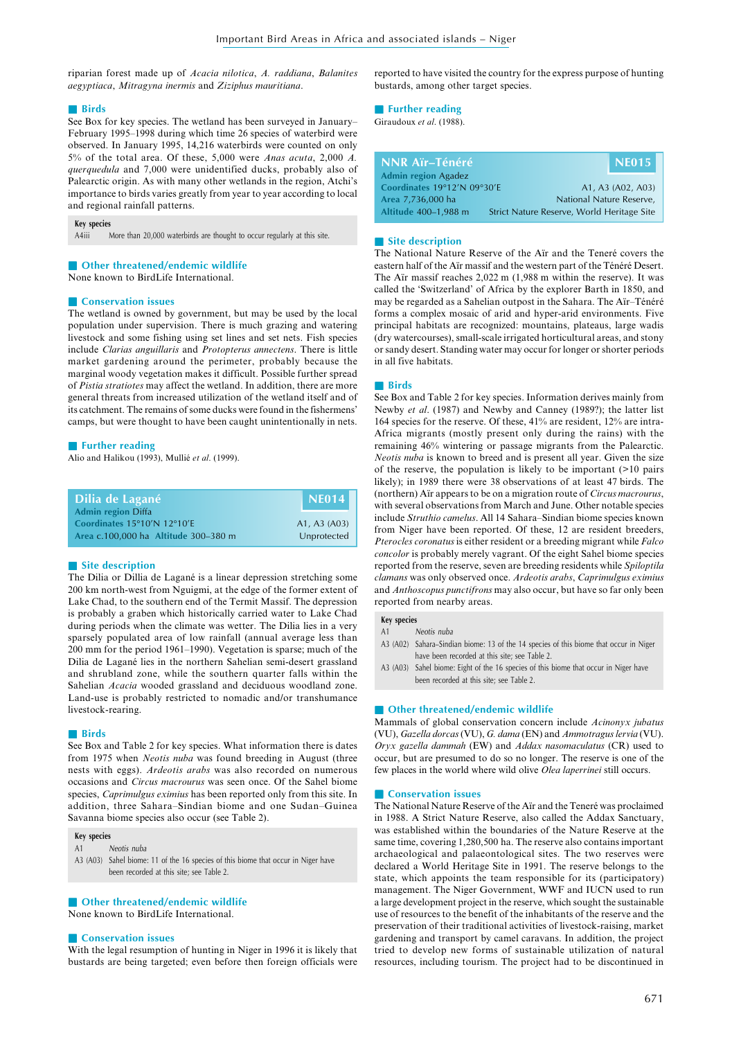riparian forest made up of *Acacia nilotica*, *A. raddiana*, *Balanites aegyptiaca*, *Mitragyna inermis* and *Ziziphus mauritiana*.

### Birds

See Box for key species. The wetland has been surveyed in January–February 1995–1998 during which time 26 species of waterbird were observed. In January 1995, 14,216 waterbirds were counted on only 5% of the total area. Of these, 5,000 were *Anas acuta*, 2,000 *A. querquedula* and 7,000 were unidentified ducks, probably also of Palearctic origin. As with many other wetlands in the region, Atchi's importance to birds varies greatly from year to year according to local and regional rainfall patterns.

| Key species | |
|---|---|
| A4iii | More than 20,000 waterbirds are thought to occur regularly at this site. |

### Other threatened/endemic wildlife

None known to BirdLife International.

### Conservation issues

The wetland is owned by government, but may be used by the local population under supervision. There is much grazing and watering livestock and some fishing using set lines and set nets. Fish species include *Clarias anguillaris* and *Protopterus annectens*. There is little market gardening around the perimeter, probably because the marginal woody vegetation makes it difficult. Possible further spread of *Pistia stratiotes* may affect the wetland. In addition, there are more general threats from increased utilization of the wetland itself and of its catchment. The remains of some ducks were found in the fishermens' camps, but were thought to have been caught unintentionally in nets.

### Further reading

Alio and Halikou (1993), Mullié *et al.* (1999).

## Dilia de Lagané — NE014

**Admin region** Diffa
**Coordinates** 15°10′N 12°10′E — A1, A3 (A03)
**Area** c.100,000 ha **Altitude** 300–380 m — Unprotected

### Site description

The Dilia or Dillia de Lagané is a linear depression stretching some 200 km north-west from Nguigmi, at the edge of the former extent of Lake Chad, to the southern end of the Termit Massif. The depression is probably a graben which historically carried water to Lake Chad during periods when the climate was wetter. The Dilia lies in a very sparsely populated area of low rainfall (annual average less than 200 mm for the period 1961–1990). Vegetation is sparse; much of the Dilia de Lagané lies in the northern Sahelian semi-desert grassland and shrubland zone, while the southern quarter falls within the Sahelian *Acacia* wooded grassland and deciduous woodland zone. Land-use is probably restricted to nomadic and/or transhumance livestock-rearing.

### Birds

See Box and Table 2 for key species. What information there is dates from 1975 when *Neotis nuba* was found breeding in August (three nests with eggs). *Ardeotis arabs* was also recorded on numerous occasions and *Circus macrourus* was seen once. Of the Sahel biome species, *Caprimulgus eximius* has been reported only from this site. In addition, three Sahara–Sindian biome and one Sudan–Guinea Savanna biome species also occur (see Table 2).

| Key species | |
|---|---|
| A1 | *Neotis nuba* |
| A3 (A03) | Sahel biome: 11 of the 16 species of this biome that occur in Niger have been recorded at this site; see Table 2. |

### Other threatened/endemic wildlife

None known to BirdLife International.

### Conservation issues

With the legal resumption of hunting in Niger in 1996 it is likely that bustards are being targeted; even before then foreign officials were reported to have visited the country for the express purpose of hunting bustards, among other target species.

### Further reading

Giraudoux *et al.* (1988).

## NNR Aïr–Ténéré — NE015

**Admin region** Agadez
**Coordinates** 19°12′N 09°30′E — A1, A3 (A02, A03)
**Area** 7,736,000 ha — National Nature Reserve,
**Altitude** 400–1,988 m — Strict Nature Reserve, World Heritage Site

### Site description

The National Nature Reserve of the Aïr and the Teneré covers the eastern half of the Aïr massif and the western part of the Ténéré Desert. The Aïr massif reaches 2,022 m (1,988 m within the reserve). It was called the 'Switzerland' of Africa by the explorer Barth in 1850, and may be regarded as a Sahelian outpost in the Sahara. The Aïr–Ténéré forms a complex mosaic of arid and hyper-arid environments. Five principal habitats are recognized: mountains, plateaus, large wadis (dry watercourses), small-scale irrigated horticultural areas, and stony or sandy desert. Standing water may occur for longer or shorter periods in all five habitats.

### Birds

See Box and Table 2 for key species. Information derives mainly from Newby *et al.* (1987) and Newby and Canney (1989?); the latter list 164 species for the reserve. Of these, 41% are resident, 12% are intra-Africa migrants (mostly present only during the rains) with the remaining 46% wintering or passage migrants from the Palearctic. *Neotis nuba* is known to breed and is present all year. Given the size of the reserve, the population is likely to be important (>10 pairs likely); in 1989 there were 38 observations of at least 47 birds. The (northern) Aïr appears to be on a migration route of *Circus macrourus*, with several observations from March and June. Other notable species include *Struthio camelus*. All 14 Sahara–Sindian biome species known from Niger have been reported. Of these, 12 are resident breeders, *Pterocles coronatus* is either resident or a breeding migrant while *Falco concolor* is probably merely vagrant. Of the eight Sahel biome species reported from the reserve, seven are breeding residents while *Spiloptila clamans* was only observed once. *Ardeotis arabs*, *Caprimulgus eximius* and *Anthoscopus punctifrons* may also occur, but have so far only been reported from nearby areas.

| Key species | |
|---|---|
| A1 | *Neotis nuba* |
| A3 (A02) | Sahara–Sindian biome: 13 of the 14 species of this biome that occur in Niger have been recorded at this site; see Table 2. |
| A3 (A03) | Sahel biome: Eight of the 16 species of this biome that occur in Niger have been recorded at this site; see Table 2. |

### Other threatened/endemic wildlife

Mammals of global conservation concern include *Acinonyx jubatus* (VU), *Gazella dorcas* (VU), *G. dama* (EN) and *Ammotragus lervia* (VU). *Oryx gazella dammah* (EW) and *Addax nasomaculatus* (CR) used to occur, but are presumed to do so no longer. The reserve is one of the few places in the world where wild olive *Olea laperrinei* still occurs.

### Conservation issues

The National Nature Reserve of the Aïr and the Teneré was proclaimed in 1988. A Strict Nature Reserve, also called the Addax Sanctuary, was established within the boundaries of the Nature Reserve at the same time, covering 1,280,500 ha. The reserve also contains important archaeological and palaeontological sites. The two reserves were declared a World Heritage Site in 1991. The reserve belongs to the state, which appoints the team responsible for its (participatory) management. The Niger Government, WWF and IUCN used to run a large development project in the reserve, which sought the sustainable use of resources to the benefit of the inhabitants of the reserve and the preservation of their traditional activities of livestock-raising, market gardening and transport by camel caravans. In addition, the project tried to develop new forms of sustainable utilization of natural resources, including tourism. The project had to be discontinued in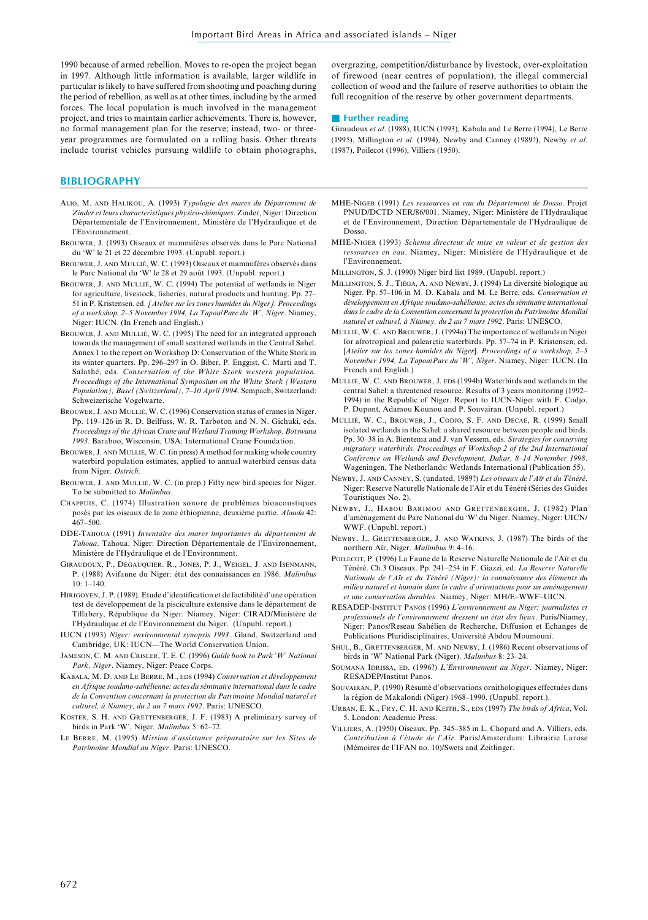1990 because of armed rebellion. Moves to re-open the project began in 1997. Although little information is available, larger wildlife in particular is likely to have suffered from shooting and poaching during the period of rebellion, as well as at other times, including by the armed forces. The local population is much involved in the management project, and tries to maintain earlier achievements. There is, however, no formal management plan for the reserve; instead, two- or three-year programmes are formulated on a rolling basis. Other threats include tourist vehicles pursuing wildlife to obtain photographs, overgrazing, competition/disturbance by livestock, over-exploitation of firewood (near centres of population), the illegal commercial collection of wood and the failure of reserve authorities to obtain the full recognition of the reserve by other government departments.

### Further reading

Giraudoux *et al*. (1988), IUCN (1993), Kabala and Le Berre (1994), Le Berre (1995), Millington *et al*. (1994), Newby and Canney (1989?), Newby *et al*. (1987), Poilecot (1996), Villiers (1950).

## BIBLIOGRAPHY

Alio, M. and Halikou, A. (1993) *Typologie des mares du Département de Zinder et leurs characteristiques physico-chimiques*. Zinder, Niger: Direction Départementale de l'Environnement, Ministère de l'Hydraulique et de l'Environnement.

Brouwer, J. (1993) Oiseaux et mammifères observés dans le Parc National du 'W' le 21 et 22 décembre 1993. (Unpubl. report.)

Brouwer, J. and Mullié, W. C. (1993) Oiseaux et mammifères observés dans le Parc National du 'W' le 28 et 29 août 1993. (Unpubl. report.)

Brouwer, J. and Mullié, W. C. (1994) The potential of wetlands in Niger for agriculture, livestock, fisheries, natural products and hunting. Pp. 27–51 in P. Kristensen, ed. *[Atelier sur les zones humides du Niger]. Proceedings of a workshop, 2–5 November 1994, La Tapoa/Parc du 'W', Niger*. Niamey, Niger: IUCN. (In French and English.)

Brouwer, J. and Mullié, W. C. (1995) The need for an integrated approach towards the management of small scattered wetlands in the Central Sahel. Annex 1 to the report on Workshop D: Conservation of the White Stork in its winter quarters. Pp. 296–297 in O. Biber, P. Enggist, C. Marti and T. Salathé, eds. *Conservation of the White Stork western population. Proceedings of the International Symposium on the White Stork (Western Population), Basel (Switzerland), 7–10 April 1994*. Sempach, Switzerland: Schweizerische Vogelwarte.

Brouwer, J. and Mullié, W. C. (1996) Conservation status of cranes in Niger. Pp. 119–126 in R. D. Beilfuss, W. R. Tarboton and N. N. Gichuki, eds. *Proceedings of the African Crane and Wetland Training Workshop, Botswana 1993.* Baraboo, Wisconsin, USA: International Crane Foundation.

Brouwer, J. and Mullié, W. C. (in press) A method for making whole country waterbird population estimates, applied to annual waterbird census data from Niger. *Ostrich*.

Brouwer, J. and Mullié, W. C. (in prep.) Fifty new bird species for Niger. To be submitted to *Malimbus*.

Chappuis, C. (1974) Illustration sonore de problèmes bioacoustiques posés par les oiseaux de la zone éthiopienne, deuxième partie. *Alauda* 42: 467–500.

DDE-Tahoua (1991) *Inventaire des mares importantes du département de Tahoua*. Tahoua, Niger: Direction Départementale de l'Environnement, Ministère de l'Hydraulique et de l'Environnement.

Giraudoux, P., Degauquier. R., Jones, P. J., Weigel, J. and Isenmann, P. (1988) Avifaune du Niger: état des connaissances en 1986. *Malimbus* 10: 1–140.

Hirigoyen, J. P. (1989). Etude d'identification et de factibilité d'une opération test de développement de la pisciculture extensive dans le département de Tillabery, République du Niger. Niamey, Niger: CIRAD/Ministère de l'Hydraulique et de l'Environnement du Niger. (Unpubl. report.)

IUCN (1993) *Niger: environmental synopsis 1993*. Gland, Switzerland and Cambridge, UK: IUCN—The World Conservation Union.

Jameson, C. M. and Crisler, T. E. C. (1996) *Guide book to Park 'W' National Park, Niger*. Niamey, Niger: Peace Corps.

Kabala, M. D. and Le Berre, M., eds (1994) *Conservation et développement en Afrique soudano-sahélienne: actes du séminaire international dans le cadre de la Convention concernant la protection du Patrimoine Mondial naturel et culturel, à Niamey, du 2 au 7 mars 1992*. Paris: UNESCO.

Koster, S. H. and Grettenberger, J. F. (1983) A preliminary survey of birds in Park 'W', Niger. *Malimbus* 5: 62–72.

Le Berre, M. (1995) *Mission d'assistance préparatoire sur les Sites de Patrimoine Mondial au Niger*. Paris: UNESCO.

MHE-Niger (1991) *Les ressources en eau du Département de Dosso*. Projet PNUD/DCTD NER/86/001. Niamey, Niger: Ministère de l'Hydraulique et de l'Environnement, Direction Départementale de l'Hydraulique de Dosso.

MHE-Niger (1993) *Schema directeur de mise en valeur et de gestion des ressources en eau*. Niamey, Niger: Ministère de l'Hydraulique et de l'Environnement.

Millington, S. J. (1990) Niger bird list 1989. (Unpubl. report.)

Millington, S. J., Tiéga, A. and Newby, J. (1994) La diversité biologique au Niger. Pp. 57–106 in M. D. Kabala and M. Le Berre, eds. *Conservation et développement en Afrique soudano-sahélienne: actes du séminaire international dans le cadre de la Convention concernant la protection du Patrimoine Mondial naturel et culturel, à Niamey, du 2 au 7 mars 1992*. Paris: UNESCO.

Mullié, W. C. and Brouwer, J. (1994a) The importance of wetlands in Niger for afrotropical and palearctic waterbirds. Pp. 57–74 in P. Kristensen, ed. [*Atelier sur les zones humides du Niger*]. *Proceedings of a workshop, 2–5 November 1994, La Tapoa/Parc du 'W', Niger*. Niamey, Niger: IUCN. (In French and English.)

Mullié, W. C. and Brouwer, J. eds (1994b) Waterbirds and wetlands in the central Sahel: a threatened resource. Results of 3 years monitoring (1992–1994) in the Republic of Niger. Report to IUCN-Niger with F. Codjo, P. Dupont, Adamou Kounou and P. Souvairan. (Unpubl. report.)

Mullié, W. C., Brouwer, J., Codjo, S. F. and Decae, R. (1999) Small isolated wetlands in the Sahel: a shared resource between people and birds. Pp. 30–38 in A. Bientema and J. van Vessem, eds. *Strategies for conserving migratory waterbirds. Proceedings of Workshop 2 of the 2nd International Conference on Wetlands and Development, Dakar, 8–14 November 1998*. Wageningen, The Netherlands: Wetlands International (Publication 55).

Newby, J. and Canney, S. (undated, 1989?) *Les oiseaux de l'Aïr et du Ténéré*. Niger: Reserve Naturelle Nationale de l'Aïr et du Ténéré (Séries des Guides Touristiques No. 2).

Newby, J., Habou Barimou and Grettenberger, J. (1982) Plan d'aménagement du Parc National du 'W' du Niger. Niamey, Niger: UICN/WWF. (Unpubl. report.)

Newby, J., Grettenberger, J. and Watkins, J. (1987) The birds of the northern Aïr, Niger. *Malimbus* 9: 4–16.

Poilecot, P. (1996) La Faune de la Reserve Naturelle Nationale de l'Aïr et du Ténéré. Ch.3 Oiseaux. Pp. 241–254 in F. Giazzi, ed. *La Reserve Naturelle Nationale de l'Aïr et du Ténéré (Niger): la connaissance des éléments du milieu naturel et humain dans la cadre d'orientations pour un aménagement et une conservation durables*. Niamey, Niger: MH/E–WWF–UICN.

RESADEP-Institut Panos (1996) *L'environnement au Niger: journalistes et professionels de l'environnement dressent un état des lieux*. Paris/Niamey, Niger: Panos/Reseau Sahélien de Recherche, Diffusion et Echanges de Publications Pluridisciplinaires, Université Abdou Moumouni.

Shul, B., Grettenberger, M. and Newby, J. (1986) Recent observations of birds in 'W' National Park (Niger). *Malimbus* 8: 23–24.

Soumana Idrissa, ed. (1996?) *L'Environnement au Niger*. Niamey, Niger: RESADEP/Institut Panos.

Souvairan, P. (1990) Résumé d'observations ornithologiques effectuées dans la région de Makalondi (Niger) 1968–1990. (Unpubl. report.).

Urban, E. K., Fry, C. H. and Keith, S., eds (1997) *The birds of Africa*, Vol. 5. London: Academic Press.

Villiers, A. (1950) Oiseaux. Pp. 345–385 in L. Chopard and A. Villiers, eds. *Contribution à l'étude de l'Aïr*. Paris/Amsterdam: Librairie Larose (Mémoires de l'IFAN no. 10)/Swets and Zeitlinger.